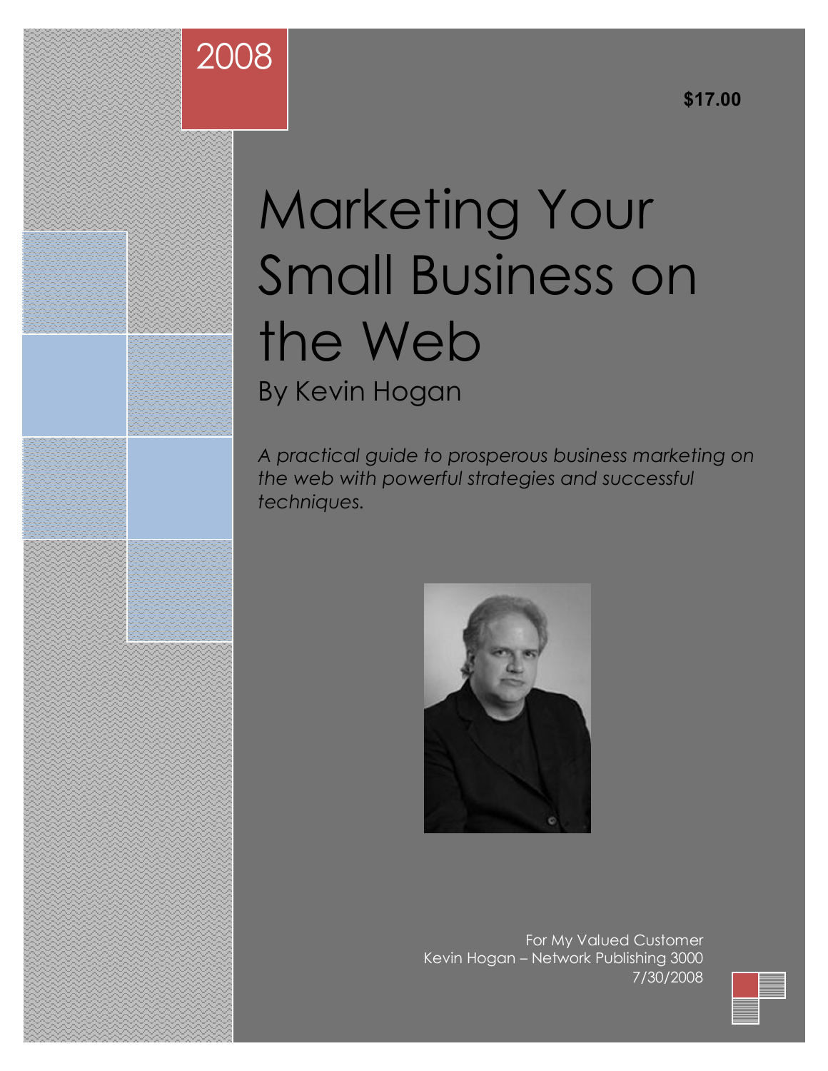2008

**$17.00**

# Marketing Your Small Business on the Web

By Kevin Hogan

*A practical guide to prosperous business marketing on the web with powerful strategies and successful techniques.*

For My Valued Customer
Kevin Hogan – Network Publishing 3000
7/30/2008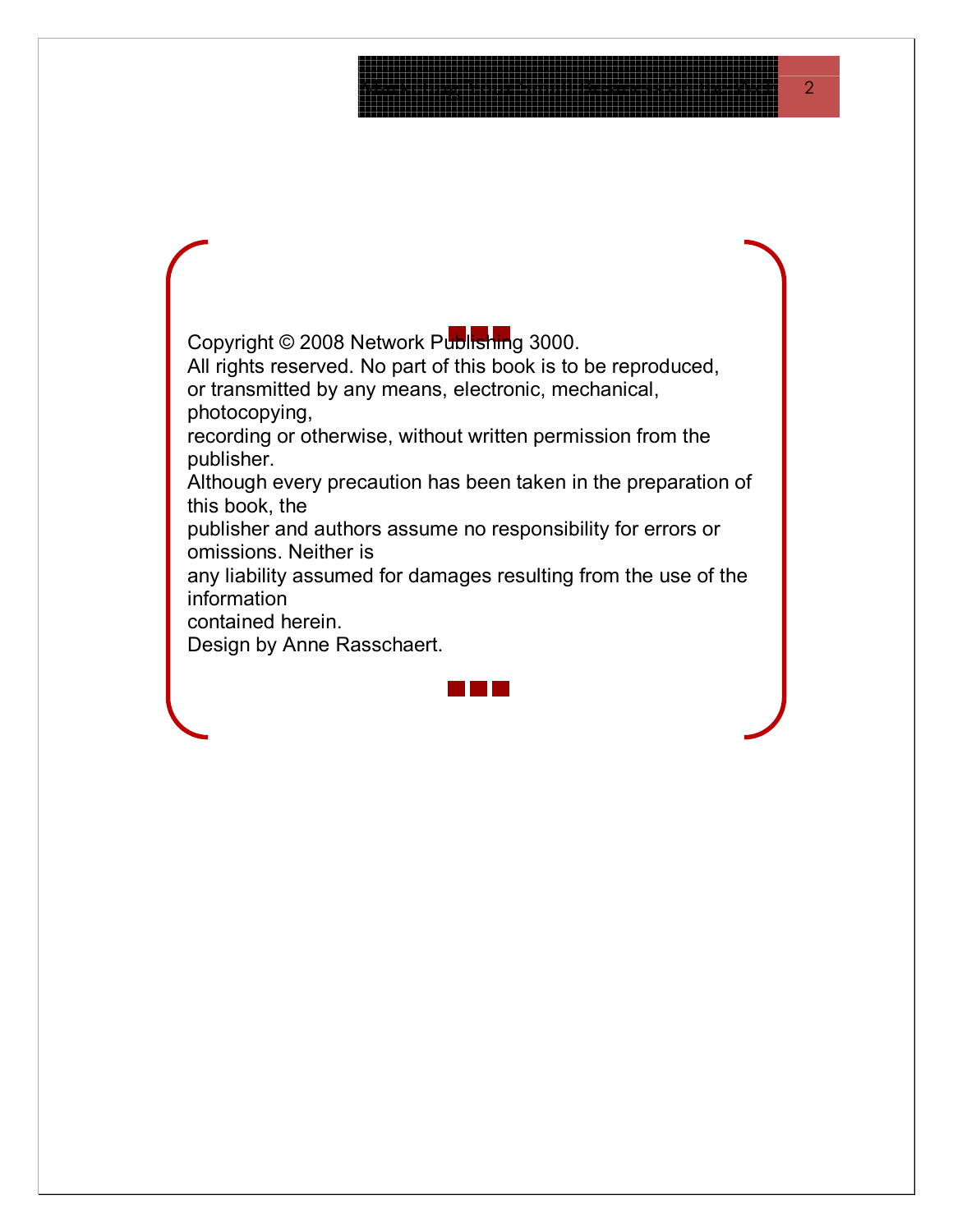Copyright © 2008 Network Publishing 3000.
All rights reserved. No part of this book is to be reproduced,
or transmitted by any means, electronic, mechanical, photocopying,
recording or otherwise, without written permission from the publisher.
Although every precaution has been taken in the preparation of this book, the
publisher and authors assume no responsibility for errors or omissions. Neither is
any liability assumed for damages resulting from the use of the information
contained herein.
Design by Anne Rasschaert.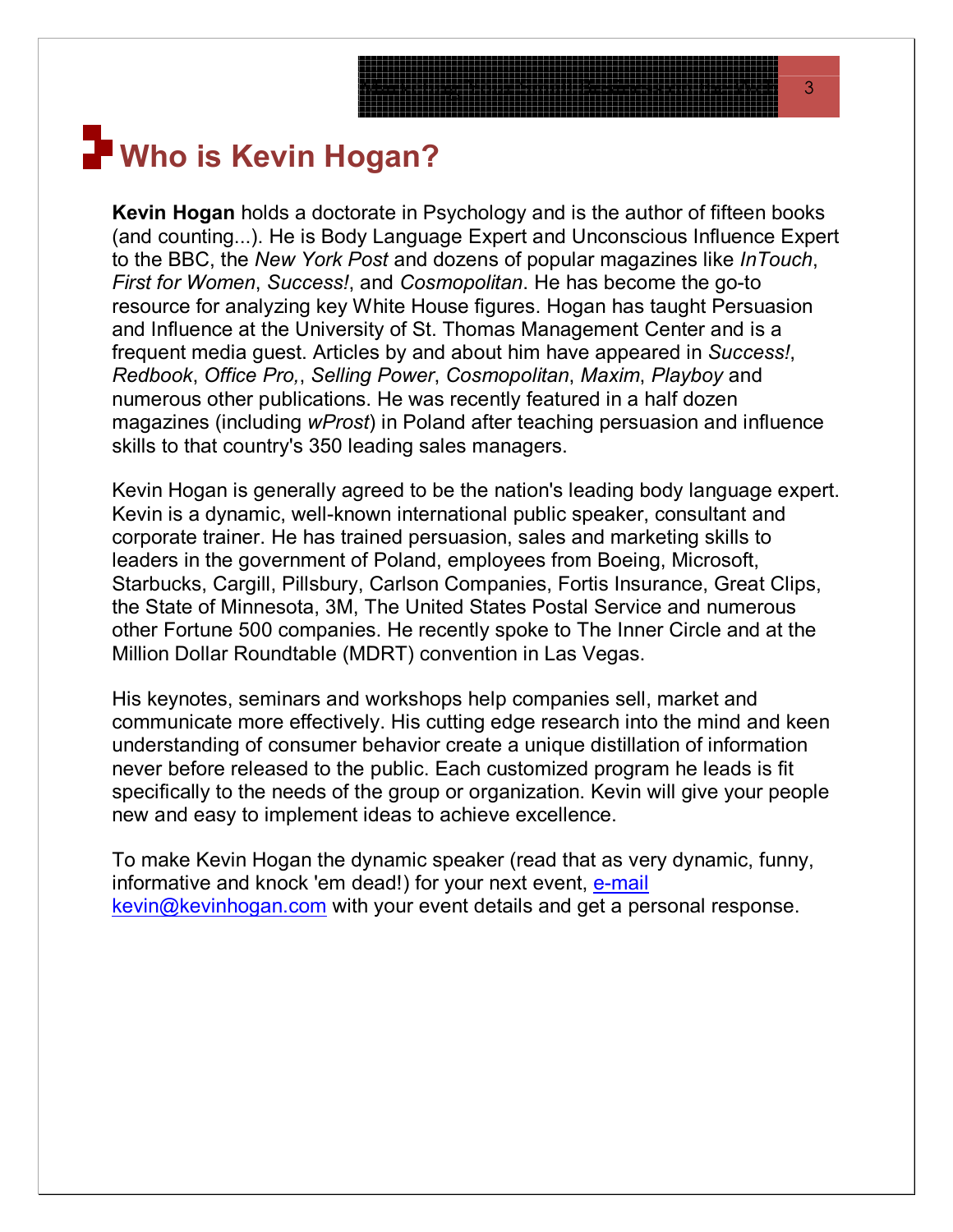# Who is Kevin Hogan?

**Kevin Hogan** holds a doctorate in Psychology and is the author of fifteen books (and counting...). He is Body Language Expert and Unconscious Influence Expert to the BBC, the *New York Post* and dozens of popular magazines like *InTouch*, *First for Women*, *Success!*, and *Cosmopolitan*. He has become the go-to resource for analyzing key White House figures. Hogan has taught Persuasion and Influence at the University of St. Thomas Management Center and is a frequent media guest. Articles by and about him have appeared in *Success!*, *Redbook*, *Office Pro,*, *Selling Power*, *Cosmopolitan*, *Maxim*, *Playboy* and numerous other publications. He was recently featured in a half dozen magazines (including *wProst*) in Poland after teaching persuasion and influence skills to that country's 350 leading sales managers.

Kevin Hogan is generally agreed to be the nation's leading body language expert. Kevin is a dynamic, well-known international public speaker, consultant and corporate trainer. He has trained persuasion, sales and marketing skills to leaders in the government of Poland, employees from Boeing, Microsoft, Starbucks, Cargill, Pillsbury, Carlson Companies, Fortis Insurance, Great Clips, the State of Minnesota, 3M, The United States Postal Service and numerous other Fortune 500 companies. He recently spoke to The Inner Circle and at the Million Dollar Roundtable (MDRT) convention in Las Vegas.

His keynotes, seminars and workshops help companies sell, market and communicate more effectively. His cutting edge research into the mind and keen understanding of consumer behavior create a unique distillation of information never before released to the public. Each customized program he leads is fit specifically to the needs of the group or organization. Kevin will give your people new and easy to implement ideas to achieve excellence.

To make Kevin Hogan the dynamic speaker (read that as very dynamic, funny, informative and knock 'em dead!) for your next event, e-mail kevin@kevinhogan.com with your event details and get a personal response.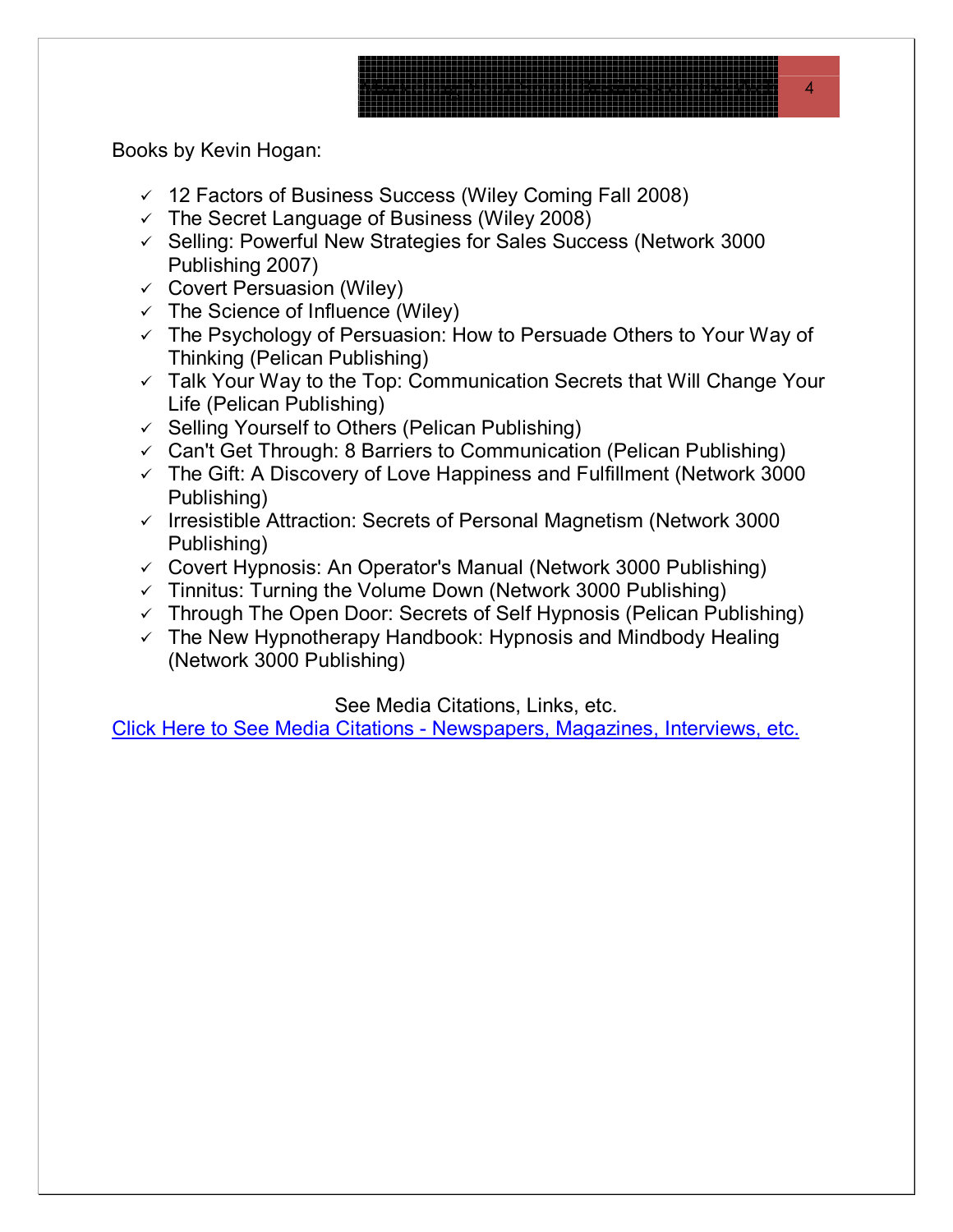Books by Kevin Hogan:

- ✓ 12 Factors of Business Success (Wiley Coming Fall 2008)
- ✓ The Secret Language of Business (Wiley 2008)
- ✓ Selling: Powerful New Strategies for Sales Success (Network 3000 Publishing 2007)
- ✓ Covert Persuasion (Wiley)
- ✓ The Science of Influence (Wiley)
- ✓ The Psychology of Persuasion: How to Persuade Others to Your Way of Thinking (Pelican Publishing)
- ✓ Talk Your Way to the Top: Communication Secrets that Will Change Your Life (Pelican Publishing)
- ✓ Selling Yourself to Others (Pelican Publishing)
- ✓ Can't Get Through: 8 Barriers to Communication (Pelican Publishing)
- ✓ The Gift: A Discovery of Love Happiness and Fulfillment (Network 3000 Publishing)
- ✓ Irresistible Attraction: Secrets of Personal Magnetism (Network 3000 Publishing)
- ✓ Covert Hypnosis: An Operator's Manual (Network 3000 Publishing)
- ✓ Tinnitus: Turning the Volume Down (Network 3000 Publishing)
- ✓ Through The Open Door: Secrets of Self Hypnosis (Pelican Publishing)
- ✓ The New Hypnotherapy Handbook: Hypnosis and Mindbody Healing (Network 3000 Publishing)

See Media Citations, Links, etc.

Click Here to See Media Citations - Newspapers, Magazines, Interviews, etc.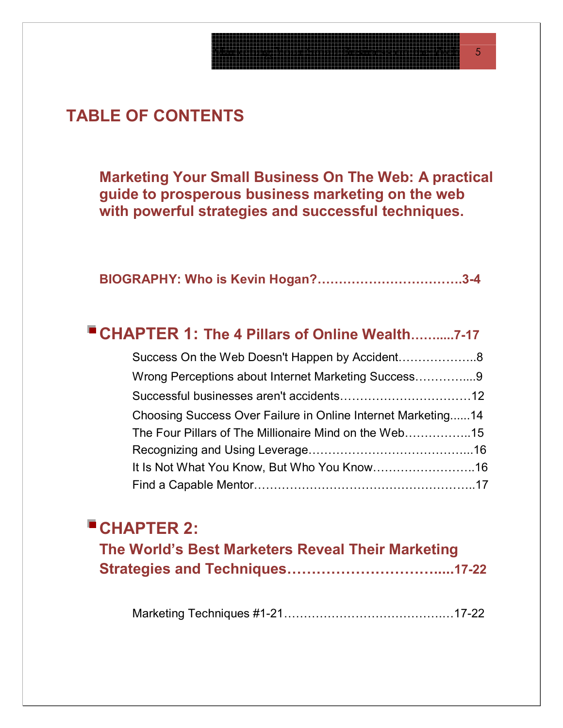# TABLE OF CONTENTS

**Marketing Your Small Business On The Web: A practical guide to prosperous business marketing on the web with powerful strategies and successful techniques.**

**BIOGRAPHY: Who is Kevin Hogan?…………………………….3-4**

## CHAPTER 1: The 4 Pillars of Online Wealth……....7-17

- Success On the Web Doesn't Happen by Accident………………..8
- Wrong Perceptions about Internet Marketing Success…………....9
- Successful businesses aren't accidents……………………………12
- Choosing Success Over Failure in Online Internet Marketing......14
- The Four Pillars of The Millionaire Mind on the Web……………..15
- Recognizing and Using Leverage…………………………………...16
- It Is Not What You Know, But Who You Know……………………..16
- Find a Capable Mentor………………………………………………..17

## CHAPTER 2: The World's Best Marketers Reveal Their Marketing Strategies and Techniques…………………………….....17-22

- Marketing Techniques #1-21………………………………….…17-22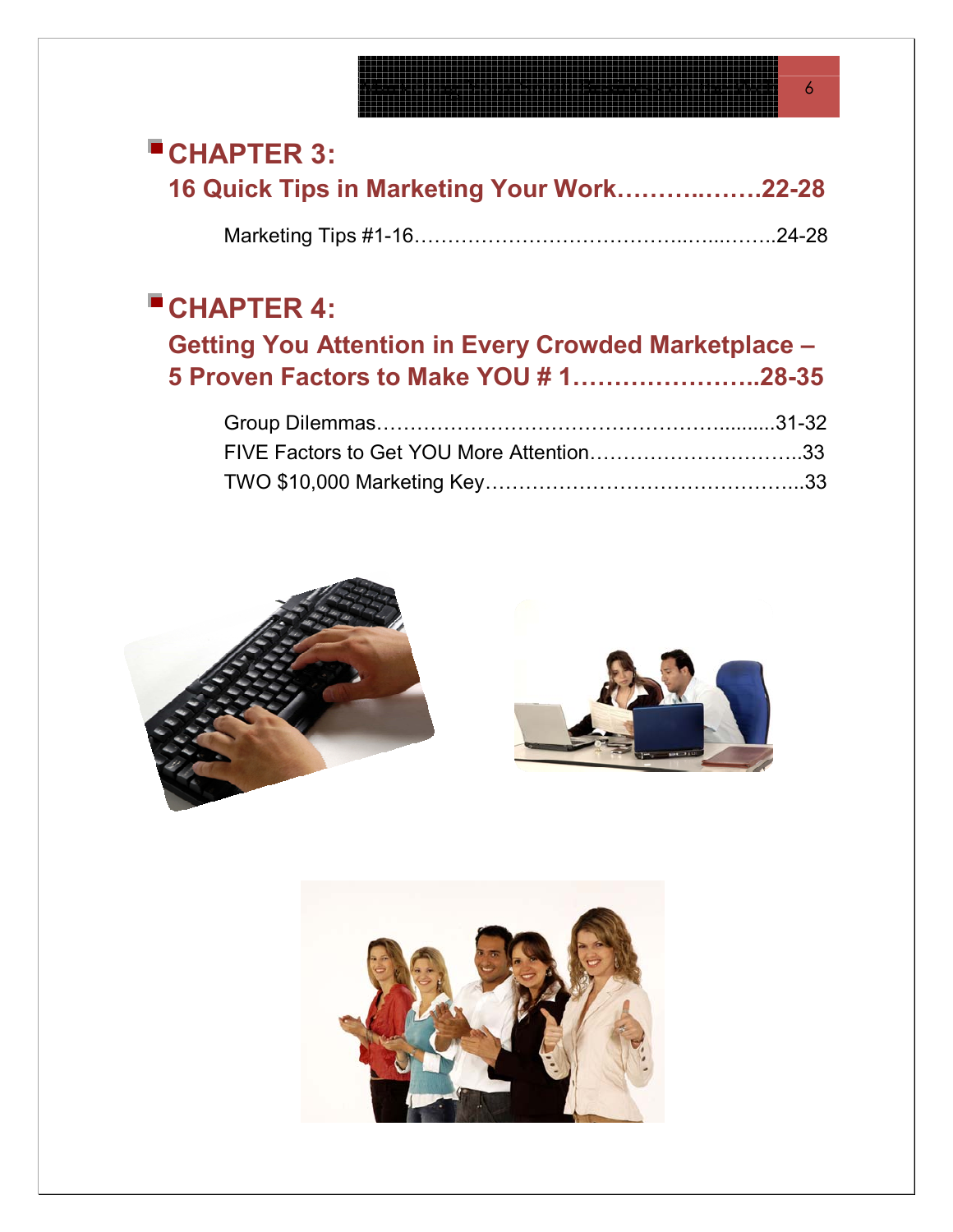## CHAPTER 3:

### 16 Quick Tips in Marketing Your Work……….…….22-28

Marketing Tips #1-16……………………………….….…..……..24-28

## CHAPTER 4:

### Getting You Attention in Every Crowded Marketplace – 5 Proven Factors to Make YOU # 1…………………..28-35

Group Dilemmas……………………………………………..........31-32

FIVE Factors to Get YOU More Attention…………………………..33

TWO $10,000 Marketing Key………………………………………..33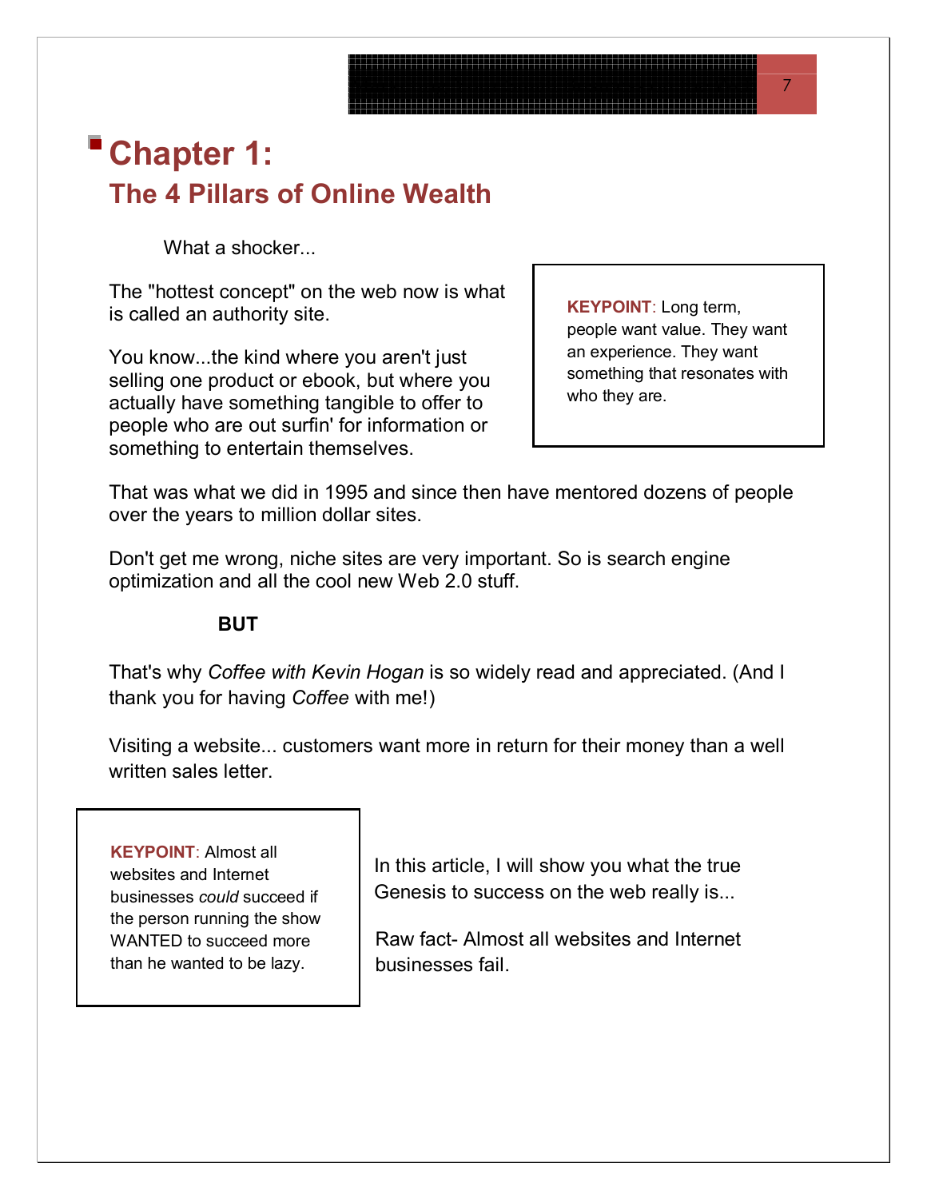# Chapter 1:

## The 4 Pillars of Online Wealth

What a shocker...

The "hottest concept" on the web now is what is called an authority site.

You know...the kind where you aren't just selling one product or ebook, but where you actually have something tangible to offer to people who are out surfin' for information or something to entertain themselves.

**KEYPOINT**: Long term, people want value. They want an experience. They want something that resonates with who they are.

That was what we did in 1995 and since then have mentored dozens of people over the years to million dollar sites.

Don't get me wrong, niche sites are very important. So is search engine optimization and all the cool new Web 2.0 stuff.

**BUT**

That's why *Coffee with Kevin Hogan* is so widely read and appreciated. (And I thank you for having *Coffee* with me!)

Visiting a website... customers want more in return for their money than a well written sales letter.

**KEYPOINT**: Almost all websites and Internet businesses *could* succeed if the person running the show WANTED to succeed more than he wanted to be lazy.

In this article, I will show you what the true Genesis to success on the web really is...

Raw fact- Almost all websites and Internet businesses fail.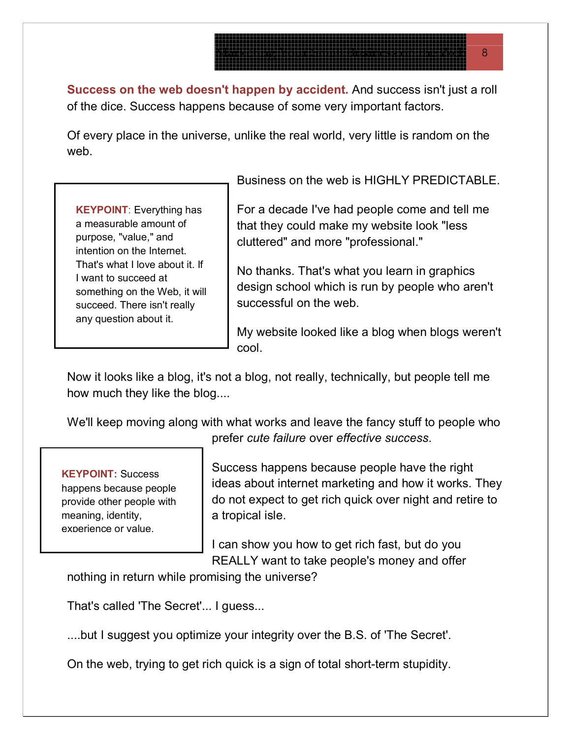**Success on the web doesn't happen by accident.** And success isn't just a roll of the dice. Success happens because of some very important factors.

Of every place in the universe, unlike the real world, very little is random on the web.

> **KEYPOINT**: Everything has a measurable amount of purpose, "value," and intention on the Internet. That's what I love about it. If I want to succeed at something on the Web, it will succeed. There isn't really any question about it.

Business on the web is HIGHLY PREDICTABLE.

For a decade I've had people come and tell me that they could make my website look "less cluttered" and more "professional."

No thanks. That's what you learn in graphics design school which is run by people who aren't successful on the web.

My website looked like a blog when blogs weren't cool.

Now it looks like a blog, it's not a blog, not really, technically, but people tell me how much they like the blog....

We'll keep moving along with what works and leave the fancy stuff to people who prefer *cute failure* over *effective success*.

> **KEYPOINT:** Success happens because people provide other people with meaning, identity, experience or value.

Success happens because people have the right ideas about internet marketing and how it works. They do not expect to get rich quick over night and retire to a tropical isle.

I can show you how to get rich fast, but do you REALLY want to take people's money and offer nothing in return while promising the universe?

That's called 'The Secret'... I guess...

....but I suggest you optimize your integrity over the B.S. of 'The Secret'.

On the web, trying to get rich quick is a sign of total short-term stupidity.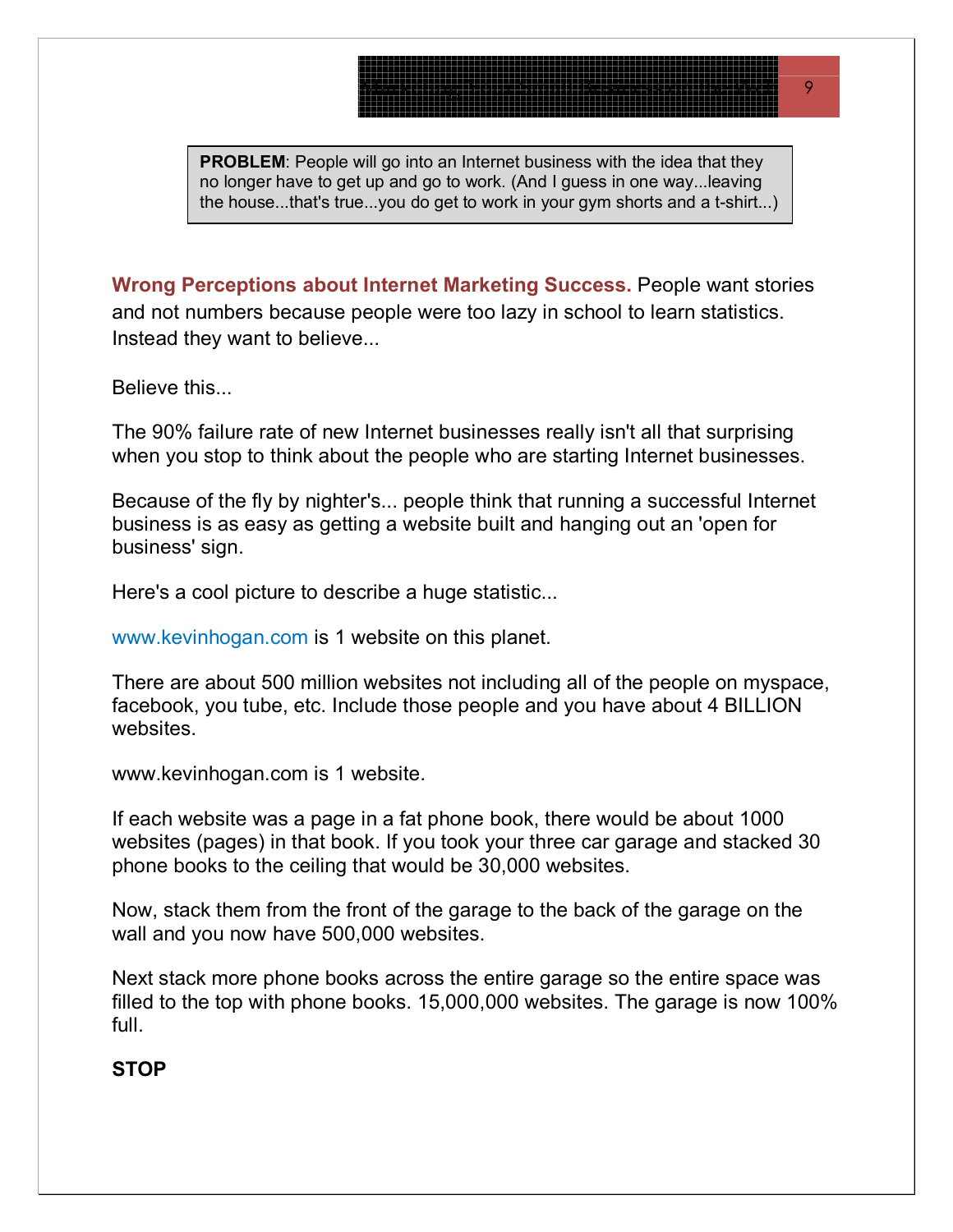> **PROBLEM**: People will go into an Internet business with the idea that they no longer have to get up and go to work. (And I guess in one way...leaving the house...that's true...you do get to work in your gym shorts and a t-shirt...)

**Wrong Perceptions about Internet Marketing Success.** People want stories and not numbers because people were too lazy in school to learn statistics. Instead they want to believe...

Believe this...

The 90% failure rate of new Internet businesses really isn't all that surprising when you stop to think about the people who are starting Internet businesses.

Because of the fly by nighter's... people think that running a successful Internet business is as easy as getting a website built and hanging out an 'open for business' sign.

Here's a cool picture to describe a huge statistic...

www.kevinhogan.com is 1 website on this planet.

There are about 500 million websites not including all of the people on myspace, facebook, you tube, etc. Include those people and you have about 4 BILLION websites.

www.kevinhogan.com is 1 website.

If each website was a page in a fat phone book, there would be about 1000 websites (pages) in that book. If you took your three car garage and stacked 30 phone books to the ceiling that would be 30,000 websites.

Now, stack them from the front of the garage to the back of the garage on the wall and you now have 500,000 websites.

Next stack more phone books across the entire garage so the entire space was filled to the top with phone books. 15,000,000 websites. The garage is now 100% full.

**STOP**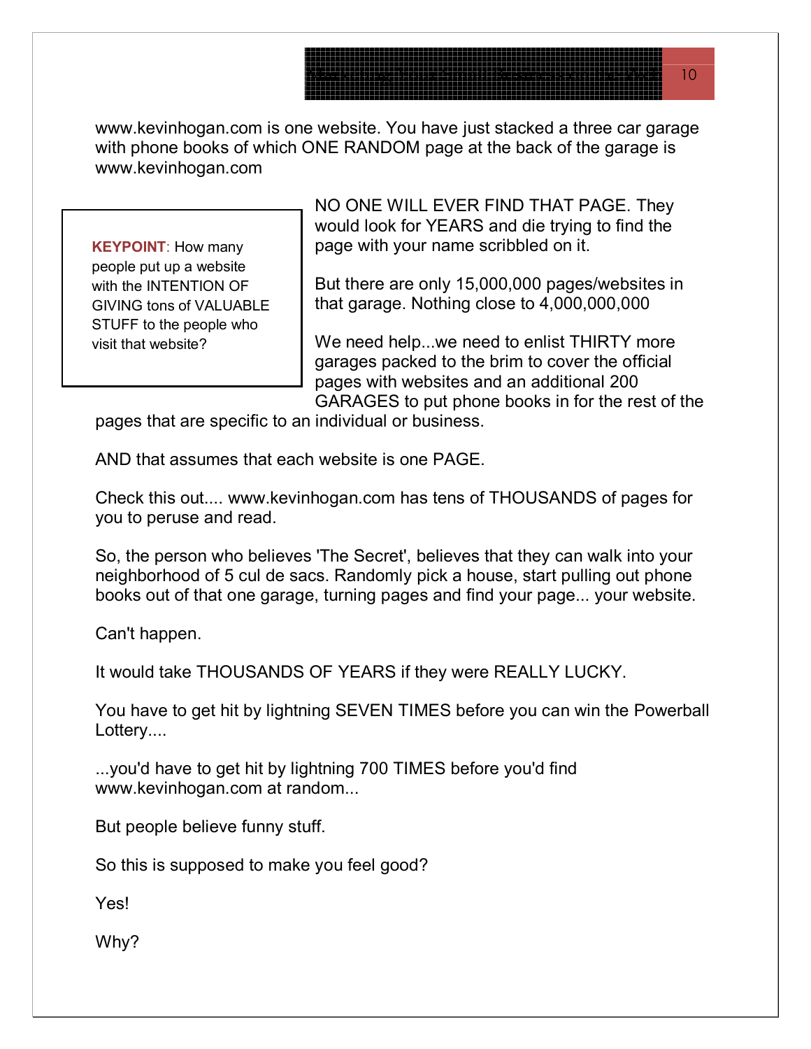www.kevinhogan.com is one website. You have just stacked a three car garage with phone books of which ONE RANDOM page at the back of the garage is www.kevinhogan.com

> **KEYPOINT**: How many people put up a website with the INTENTION OF GIVING tons of VALUABLE STUFF to the people who visit that website?

NO ONE WILL EVER FIND THAT PAGE. They would look for YEARS and die trying to find the page with your name scribbled on it.

But there are only 15,000,000 pages/websites in that garage. Nothing close to 4,000,000,000

We need help...we need to enlist THIRTY more garages packed to the brim to cover the official pages with websites and an additional 200 GARAGES to put phone books in for the rest of the pages that are specific to an individual or business.

AND that assumes that each website is one PAGE.

Check this out.... www.kevinhogan.com has tens of THOUSANDS of pages for you to peruse and read.

So, the person who believes 'The Secret', believes that they can walk into your neighborhood of 5 cul de sacs. Randomly pick a house, start pulling out phone books out of that one garage, turning pages and find your page... your website.

Can't happen.

It would take THOUSANDS OF YEARS if they were REALLY LUCKY.

You have to get hit by lightning SEVEN TIMES before you can win the Powerball Lottery....

...you'd have to get hit by lightning 700 TIMES before you'd find www.kevinhogan.com at random...

But people believe funny stuff.

So this is supposed to make you feel good?

Yes!

Why?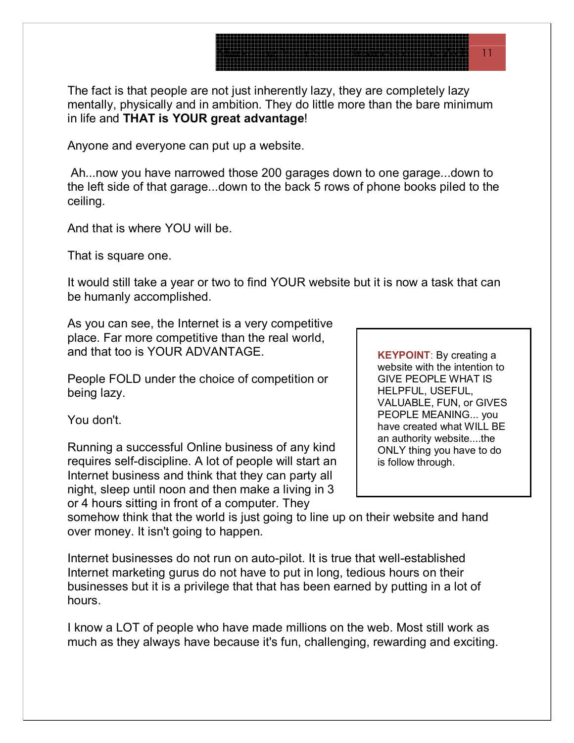The fact is that people are not just inherently lazy, they are completely lazy mentally, physically and in ambition. They do little more than the bare minimum in life and **THAT is YOUR great advantage**!

Anyone and everyone can put up a website.

Ah...now you have narrowed those 200 garages down to one garage...down to the left side of that garage...down to the back 5 rows of phone books piled to the ceiling.

And that is where YOU will be.

That is square one.

It would still take a year or two to find YOUR website but it is now a task that can be humanly accomplished.

As you can see, the Internet is a very competitive place. Far more competitive than the real world, and that too is YOUR ADVANTAGE.

People FOLD under the choice of competition or being lazy.

You don't.

> **KEYPOINT**: By creating a website with the intention to GIVE PEOPLE WHAT IS HELPFUL, USEFUL, VALUABLE, FUN, or GIVES PEOPLE MEANING... you have created what WILL BE an authority website....the ONLY thing you have to do is follow through.

Running a successful Online business of any kind requires self-discipline. A lot of people will start an Internet business and think that they can party all night, sleep until noon and then make a living in 3 or 4 hours sitting in front of a computer. They somehow think that the world is just going to line up on their website and hand over money. It isn't going to happen.

Internet businesses do not run on auto-pilot. It is true that well-established Internet marketing gurus do not have to put in long, tedious hours on their businesses but it is a privilege that that has been earned by putting in a lot of hours.

I know a LOT of people who have made millions on the web. Most still work as much as they always have because it's fun, challenging, rewarding and exciting.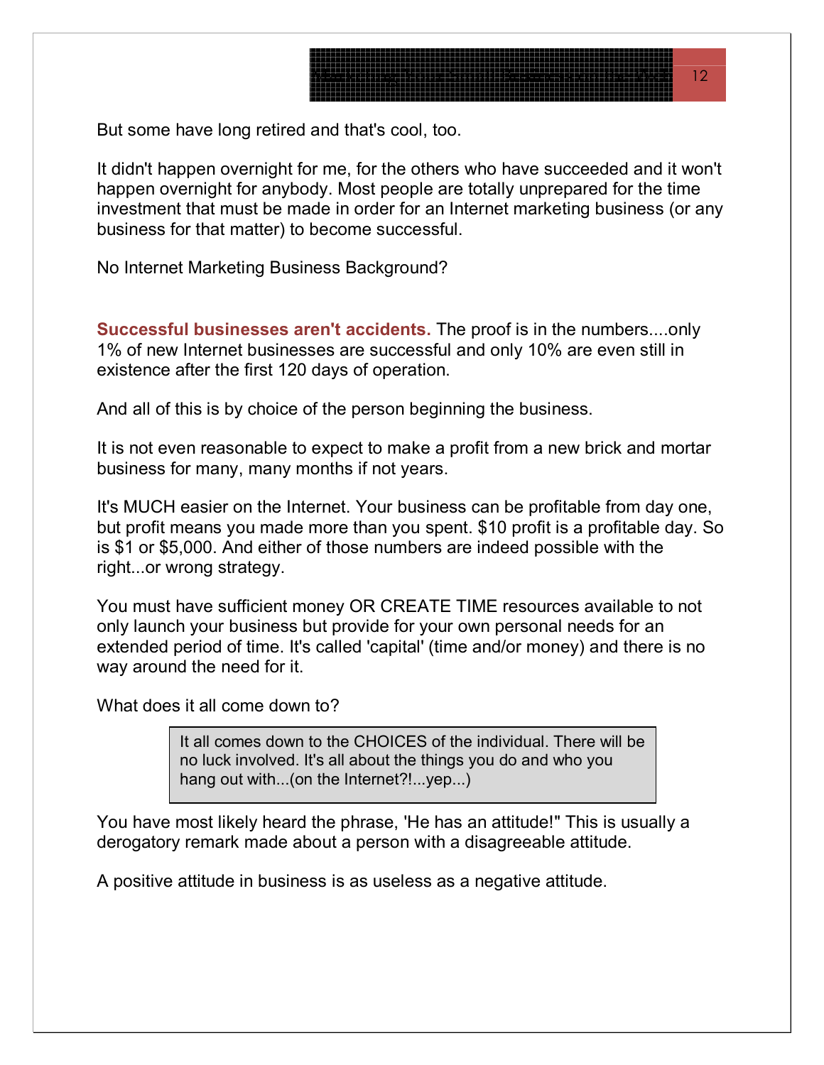But some have long retired and that's cool, too.

It didn't happen overnight for me, for the others who have succeeded and it won't happen overnight for anybody. Most people are totally unprepared for the time investment that must be made in order for an Internet marketing business (or any business for that matter) to become successful.

No Internet Marketing Business Background?

**Successful businesses aren't accidents.** The proof is in the numbers....only 1% of new Internet businesses are successful and only 10% are even still in existence after the first 120 days of operation.

And all of this is by choice of the person beginning the business.

It is not even reasonable to expect to make a profit from a new brick and mortar business for many, many months if not years.

It's MUCH easier on the Internet. Your business can be profitable from day one, but profit means you made more than you spent. $10 profit is a profitable day. So is $1 or $5,000. And either of those numbers are indeed possible with the right...or wrong strategy.

You must have sufficient money OR CREATE TIME resources available to not only launch your business but provide for your own personal needs for an extended period of time. It's called 'capital' (time and/or money) and there is no way around the need for it.

What does it all come down to?

> It all comes down to the CHOICES of the individual. There will be no luck involved. It's all about the things you do and who you hang out with...(on the Internet?!...yep...)

You have most likely heard the phrase, 'He has an attitude!" This is usually a derogatory remark made about a person with a disagreeable attitude.

A positive attitude in business is as useless as a negative attitude.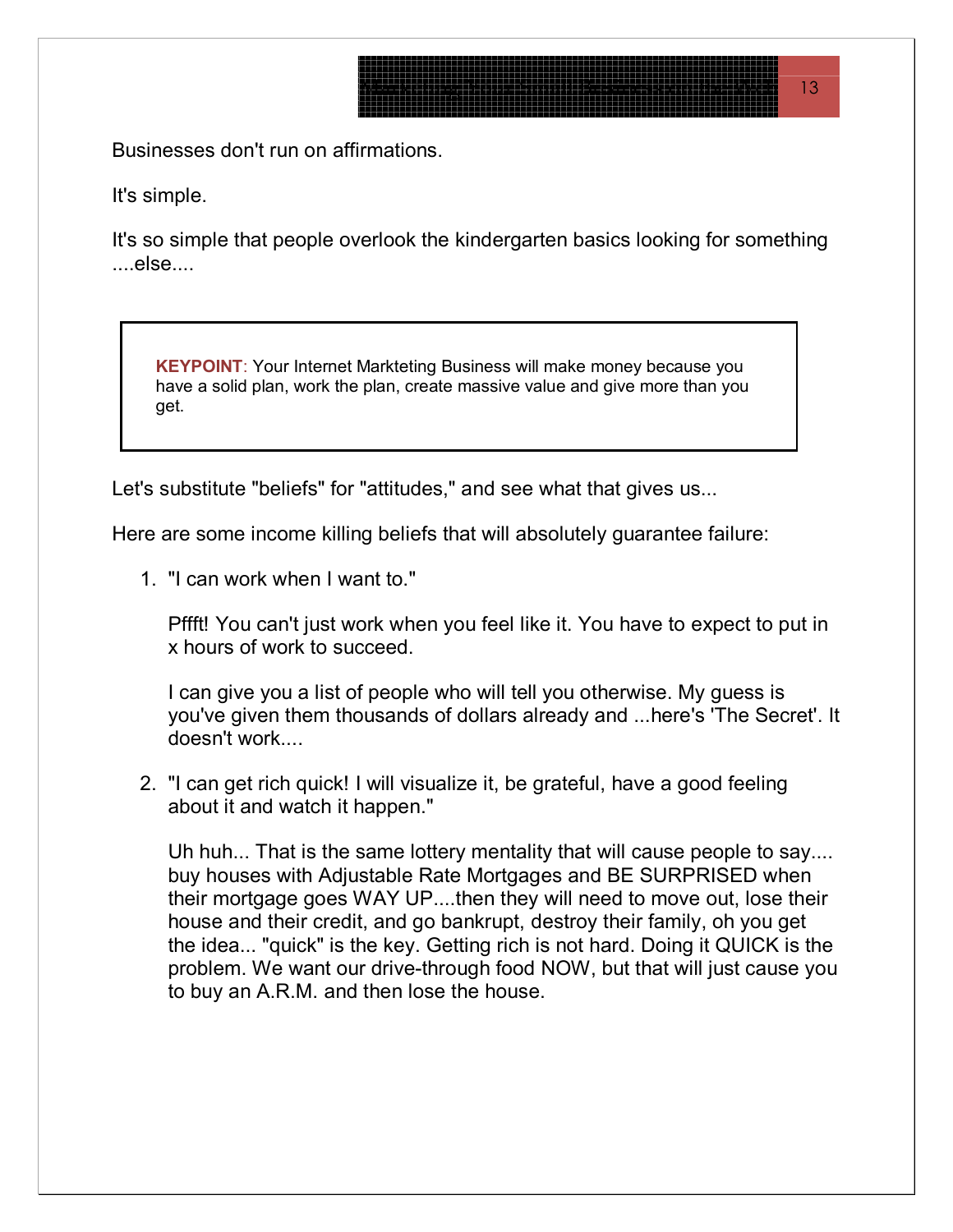Businesses don't run on affirmations.

It's simple.

It's so simple that people overlook the kindergarten basics looking for something ....else....

> **KEYPOINT**: Your Internet Markteting Business will make money because you have a solid plan, work the plan, create massive value and give more than you get.

Let's substitute "beliefs" for "attitudes," and see what that gives us...

Here are some income killing beliefs that will absolutely guarantee failure:

1. "I can work when I want to."

   Pffft! You can't just work when you feel like it. You have to expect to put in x hours of work to succeed.

   I can give you a list of people who will tell you otherwise. My guess is you've given them thousands of dollars already and ...here's 'The Secret'. It doesn't work....

2. "I can get rich quick! I will visualize it, be grateful, have a good feeling about it and watch it happen."

   Uh huh... That is the same lottery mentality that will cause people to say.... buy houses with Adjustable Rate Mortgages and BE SURPRISED when their mortgage goes WAY UP....then they will need to move out, lose their house and their credit, and go bankrupt, destroy their family, oh you get the idea... "quick" is the key. Getting rich is not hard. Doing it QUICK is the problem. We want our drive-through food NOW, but that will just cause you to buy an A.R.M. and then lose the house.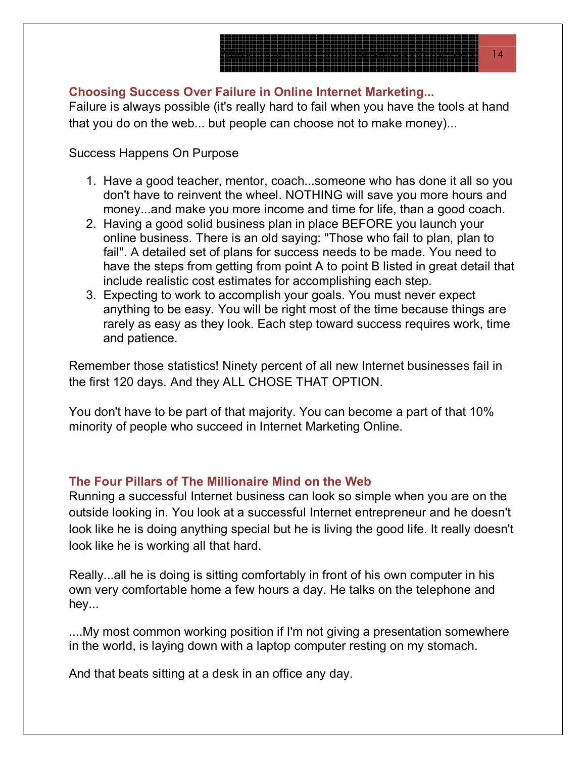## Choosing Success Over Failure in Online Internet Marketing...

Failure is always possible (it's really hard to fail when you have the tools at hand that you do on the web... but people can choose not to make money)...

Success Happens On Purpose

1. Have a good teacher, mentor, coach...someone who has done it all so you don't have to reinvent the wheel. NOTHING will save you more hours and money...and make you more income and time for life, than a good coach.
2. Having a good solid business plan in place BEFORE you launch your online business. There is an old saying: "Those who fail to plan, plan to fail". A detailed set of plans for success needs to be made. You need to have the steps from getting from point A to point B listed in great detail that include realistic cost estimates for accomplishing each step.
3. Expecting to work to accomplish your goals. You must never expect anything to be easy. You will be right most of the time because things are rarely as easy as they look. Each step toward success requires work, time and patience.

Remember those statistics! Ninety percent of all new Internet businesses fail in the first 120 days. And they ALL CHOSE THAT OPTION.

You don't have to be part of that majority. You can become a part of that 10% minority of people who succeed in Internet Marketing Online.

## The Four Pillars of The Millionaire Mind on the Web

Running a successful Internet business can look so simple when you are on the outside looking in. You look at a successful Internet entrepreneur and he doesn't look like he is doing anything special but he is living the good life. It really doesn't look like he is working all that hard.

Really...all he is doing is sitting comfortably in front of his own computer in his own very comfortable home a few hours a day. He talks on the telephone and hey...

....My most common working position if I'm not giving a presentation somewhere in the world, is laying down with a laptop computer resting on my stomach.

And that beats sitting at a desk in an office any day.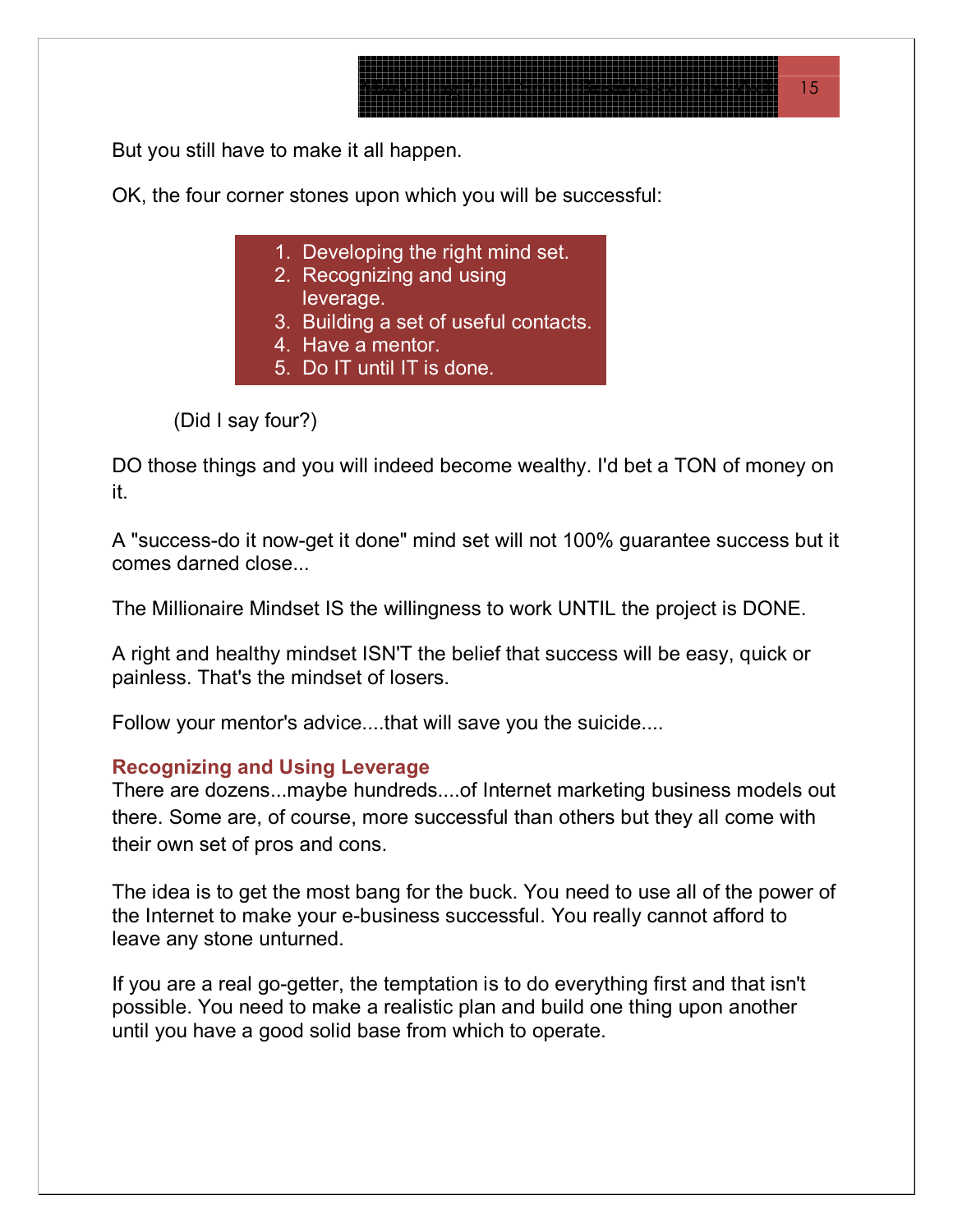But you still have to make it all happen.

OK, the four corner stones upon which you will be successful:

1. Developing the right mind set.
2. Recognizing and using leverage.
3. Building a set of useful contacts.
4. Have a mentor.
5. Do IT until IT is done.

(Did I say four?)

DO those things and you will indeed become wealthy. I'd bet a TON of money on it.

A "success-do it now-get it done" mind set will not 100% guarantee success but it comes darned close...

The Millionaire Mindset IS the willingness to work UNTIL the project is DONE.

A right and healthy mindset ISN'T the belief that success will be easy, quick or painless. That's the mindset of losers.

Follow your mentor's advice....that will save you the suicide....

### Recognizing and Using Leverage

There are dozens...maybe hundreds....of Internet marketing business models out there. Some are, of course, more successful than others but they all come with their own set of pros and cons.

The idea is to get the most bang for the buck. You need to use all of the power of the Internet to make your e-business successful. You really cannot afford to leave any stone unturned.

If you are a real go-getter, the temptation is to do everything first and that isn't possible. You need to make a realistic plan and build one thing upon another until you have a good solid base from which to operate.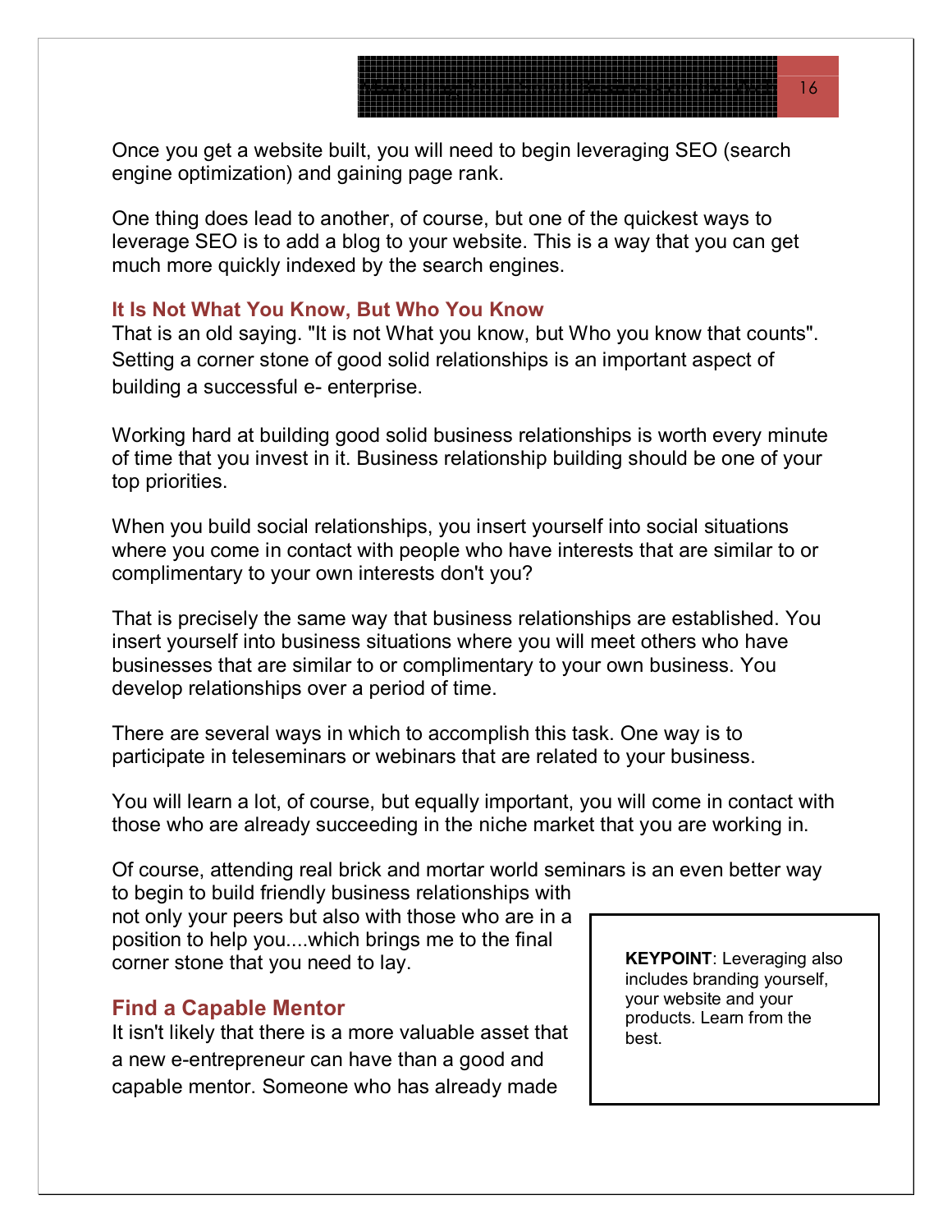Once you get a website built, you will need to begin leveraging SEO (search engine optimization) and gaining page rank.

One thing does lead to another, of course, but one of the quickest ways to leverage SEO is to add a blog to your website. This is a way that you can get much more quickly indexed by the search engines.

### It Is Not What You Know, But Who You Know

That is an old saying. "It is not What you know, but Who you know that counts". Setting a corner stone of good solid relationships is an important aspect of building a successful e- enterprise.

Working hard at building good solid business relationships is worth every minute of time that you invest in it. Business relationship building should be one of your top priorities.

When you build social relationships, you insert yourself into social situations where you come in contact with people who have interests that are similar to or complimentary to your own interests don't you?

That is precisely the same way that business relationships are established. You insert yourself into business situations where you will meet others who have businesses that are similar to or complimentary to your own business. You develop relationships over a period of time.

There are several ways in which to accomplish this task. One way is to participate in teleseminars or webinars that are related to your business.

You will learn a lot, of course, but equally important, you will come in contact with those who are already succeeding in the niche market that you are working in.

Of course, attending real brick and mortar world seminars is an even better way to begin to build friendly business relationships with not only your peers but also with those who are in a position to help you....which brings me to the final corner stone that you need to lay.

> **KEYPOINT**: Leveraging also includes branding yourself, your website and your products. Learn from the best.

### Find a Capable Mentor

It isn't likely that there is a more valuable asset that a new e-entrepreneur can have than a good and capable mentor. Someone who has already made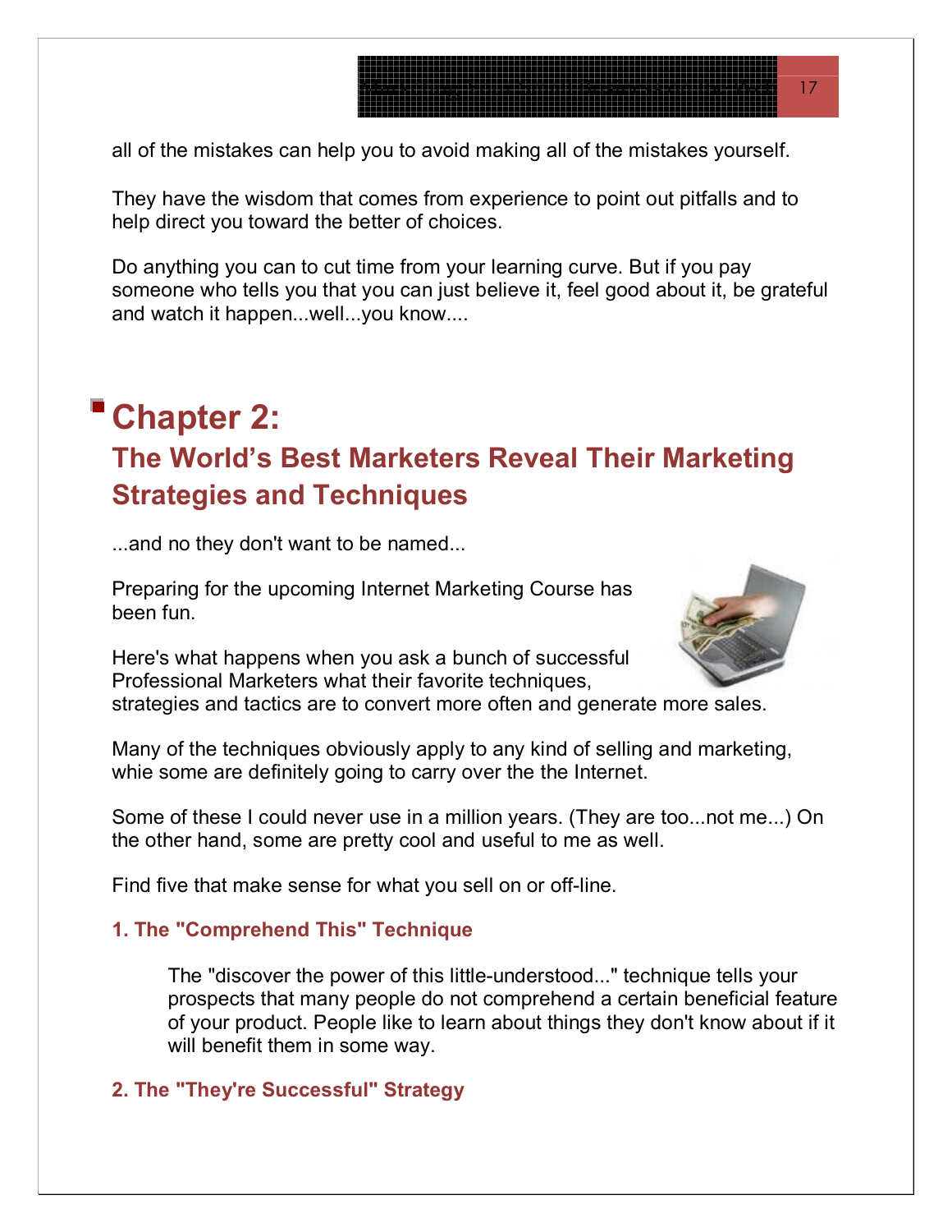all of the mistakes can help you to avoid making all of the mistakes yourself.

They have the wisdom that comes from experience to point out pitfalls and to help direct you toward the better of choices.

Do anything you can to cut time from your learning curve. But if you pay someone who tells you that you can just believe it, feel good about it, be grateful and watch it happen...well...you know....

# Chapter 2:

## The World's Best Marketers Reveal Their Marketing Strategies and Techniques

...and no they don't want to be named...

Preparing for the upcoming Internet Marketing Course has been fun.

Here's what happens when you ask a bunch of successful Professional Marketers what their favorite techniques, strategies and tactics are to convert more often and generate more sales.

Many of the techniques obviously apply to any kind of selling and marketing, whie some are definitely going to carry over the the Internet.

Some of these I could never use in a million years. (They are too...not me...) On the other hand, some are pretty cool and useful to me as well.

Find five that make sense for what you sell on or off-line.

### 1. The "Comprehend This" Technique

The "discover the power of this little-understood..." technique tells your prospects that many people do not comprehend a certain beneficial feature of your product. People like to learn about things they don't know about if it will benefit them in some way.

### 2. The "They're Successful" Strategy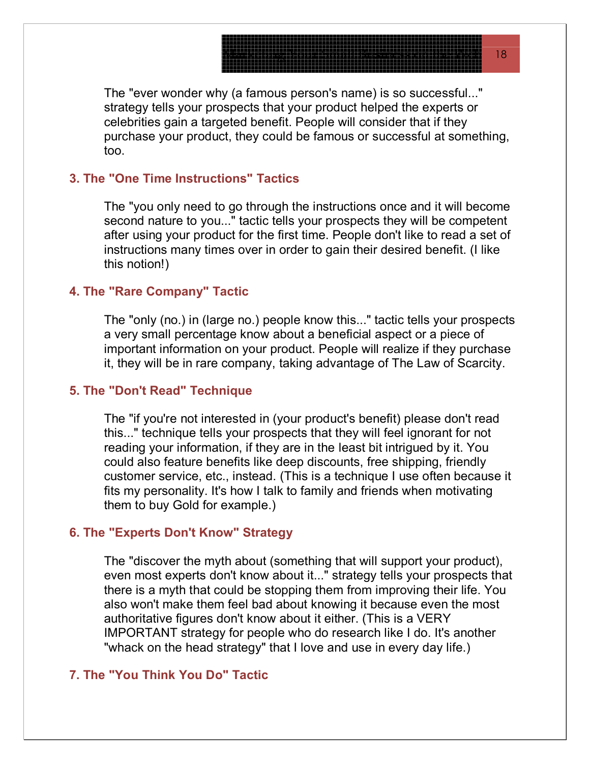The "ever wonder why (a famous person's name) is so successful..." strategy tells your prospects that your product helped the experts or celebrities gain a targeted benefit. People will consider that if they purchase your product, they could be famous or successful at something, too.

### 3. The "One Time Instructions" Tactics

The "you only need to go through the instructions once and it will become second nature to you..." tactic tells your prospects they will be competent after using your product for the first time. People don't like to read a set of instructions many times over in order to gain their desired benefit. (I like this notion!)

### 4. The "Rare Company" Tactic

The "only (no.) in (large no.) people know this..." tactic tells your prospects a very small percentage know about a beneficial aspect or a piece of important information on your product. People will realize if they purchase it, they will be in rare company, taking advantage of The Law of Scarcity.

### 5. The "Don't Read" Technique

The "if you're not interested in (your product's benefit) please don't read this..." technique tells your prospects that they will feel ignorant for not reading your information, if they are in the least bit intrigued by it. You could also feature benefits like deep discounts, free shipping, friendly customer service, etc., instead. (This is a technique I use often because it fits my personality. It's how I talk to family and friends when motivating them to buy Gold for example.)

### 6. The "Experts Don't Know" Strategy

The "discover the myth about (something that will support your product), even most experts don't know about it..." strategy tells your prospects that there is a myth that could be stopping them from improving their life. You also won't make them feel bad about knowing it because even the most authoritative figures don't know about it either. (This is a VERY IMPORTANT strategy for people who do research like I do. It's another "whack on the head strategy" that I love and use in every day life.)

### 7. The "You Think You Do" Tactic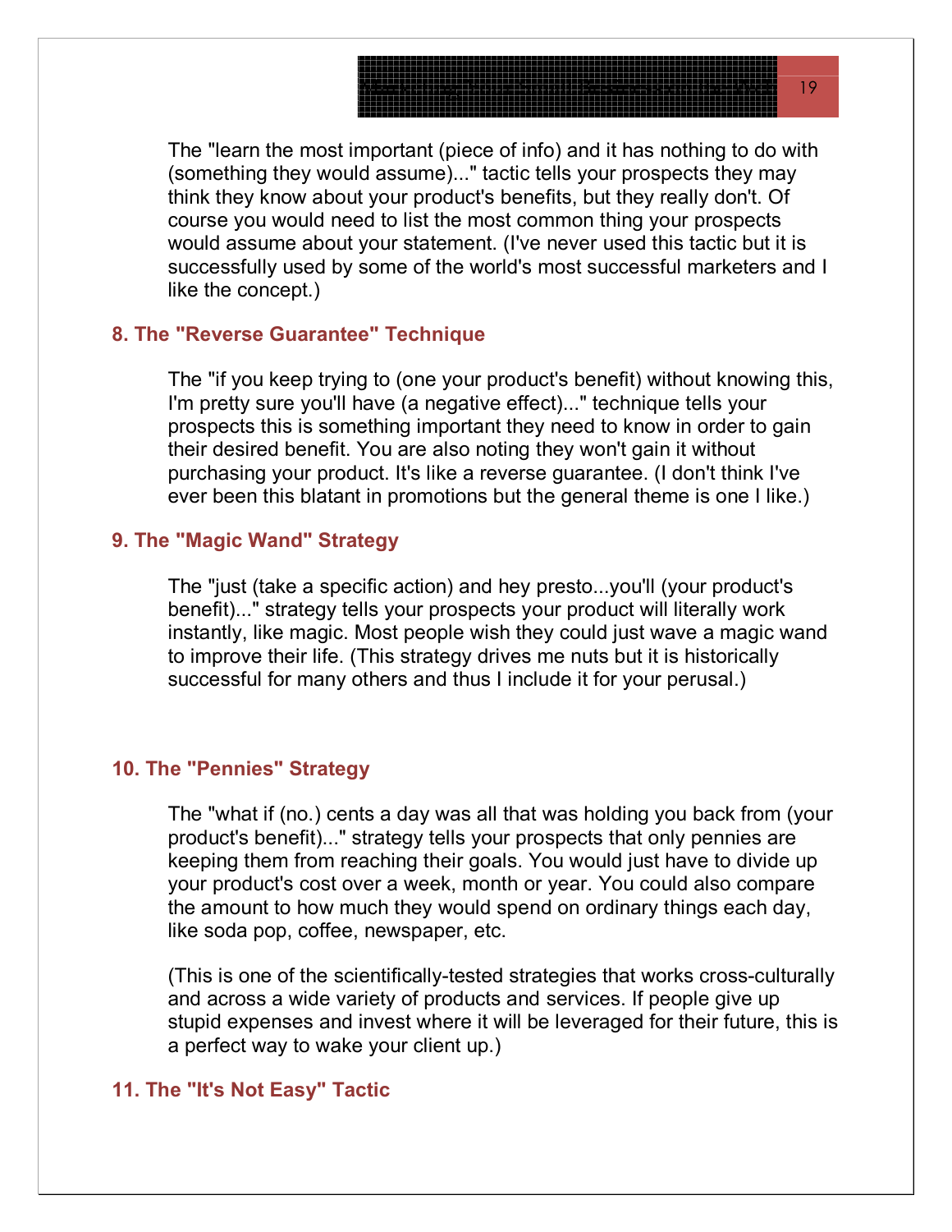The "learn the most important (piece of info) and it has nothing to do with (something they would assume)..." tactic tells your prospects they may think they know about your product's benefits, but they really don't. Of course you would need to list the most common thing your prospects would assume about your statement. (I've never used this tactic but it is successfully used by some of the world's most successful marketers and I like the concept.)

### 8. The "Reverse Guarantee" Technique

The "if you keep trying to (one your product's benefit) without knowing this, I'm pretty sure you'll have (a negative effect)..." technique tells your prospects this is something important they need to know in order to gain their desired benefit. You are also noting they won't gain it without purchasing your product. It's like a reverse guarantee. (I don't think I've ever been this blatant in promotions but the general theme is one I like.)

### 9. The "Magic Wand" Strategy

The "just (take a specific action) and hey presto...you'll (your product's benefit)..." strategy tells your prospects your product will literally work instantly, like magic. Most people wish they could just wave a magic wand to improve their life. (This strategy drives me nuts but it is historically successful for many others and thus I include it for your perusal.)

### 10. The "Pennies" Strategy

The "what if (no.) cents a day was all that was holding you back from (your product's benefit)..." strategy tells your prospects that only pennies are keeping them from reaching their goals. You would just have to divide up your product's cost over a week, month or year. You could also compare the amount to how much they would spend on ordinary things each day, like soda pop, coffee, newspaper, etc.

(This is one of the scientifically-tested strategies that works cross-culturally and across a wide variety of products and services. If people give up stupid expenses and invest where it will be leveraged for their future, this is a perfect way to wake your client up.)

### 11. The "It's Not Easy" Tactic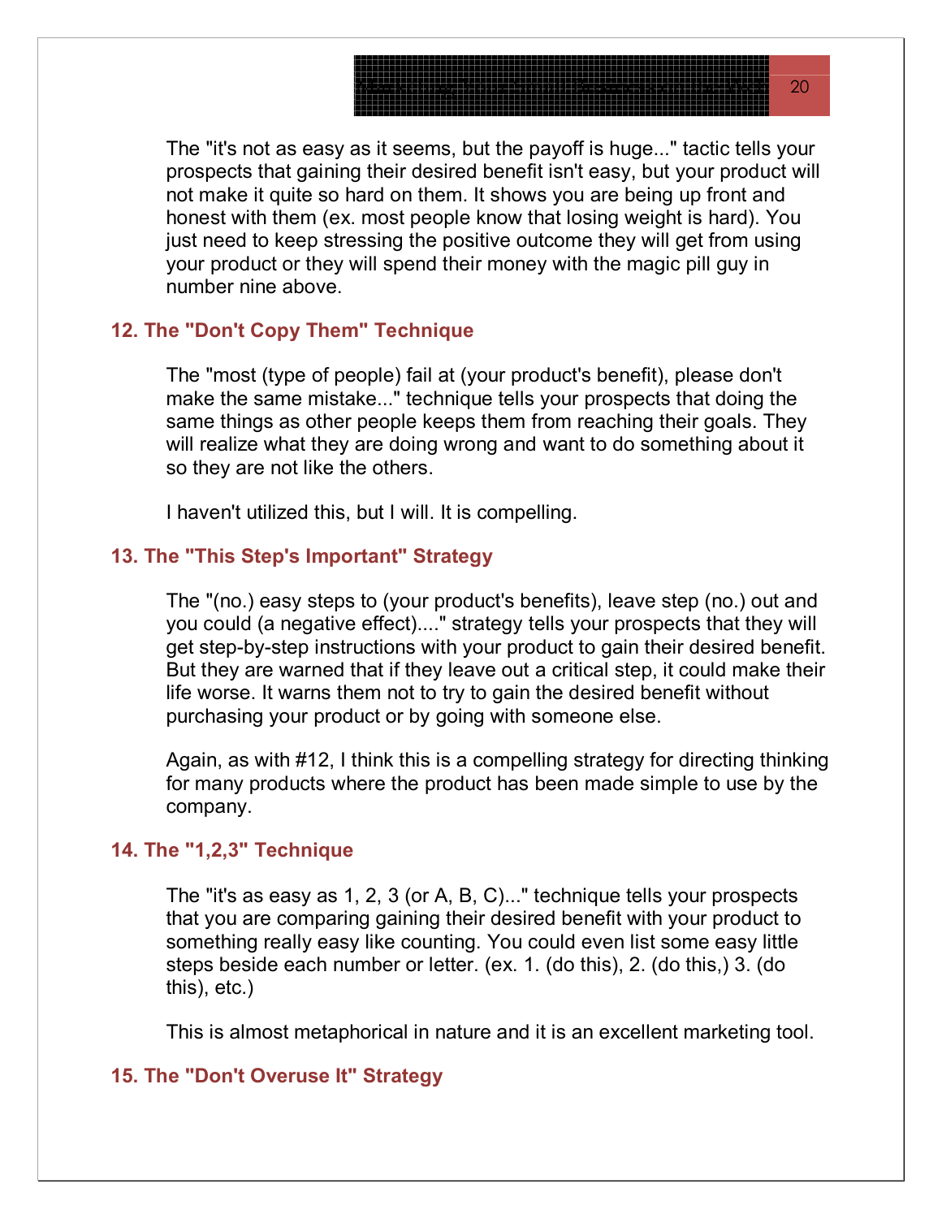The "it's not as easy as it seems, but the payoff is huge..." tactic tells your prospects that gaining their desired benefit isn't easy, but your product will not make it quite so hard on them. It shows you are being up front and honest with them (ex. most people know that losing weight is hard). You just need to keep stressing the positive outcome they will get from using your product or they will spend their money with the magic pill guy in number nine above.

### 12. The "Don't Copy Them" Technique

The "most (type of people) fail at (your product's benefit), please don't make the same mistake..." technique tells your prospects that doing the same things as other people keeps them from reaching their goals. They will realize what they are doing wrong and want to do something about it so they are not like the others.

I haven't utilized this, but I will. It is compelling.

### 13. The "This Step's Important" Strategy

The "(no.) easy steps to (your product's benefits), leave step (no.) out and you could (a negative effect)...." strategy tells your prospects that they will get step-by-step instructions with your product to gain their desired benefit. But they are warned that if they leave out a critical step, it could make their life worse. It warns them not to try to gain the desired benefit without purchasing your product or by going with someone else.

Again, as with #12, I think this is a compelling strategy for directing thinking for many products where the product has been made simple to use by the company.

### 14. The "1,2,3" Technique

The "it's as easy as 1, 2, 3 (or A, B, C)..." technique tells your prospects that you are comparing gaining their desired benefit with your product to something really easy like counting. You could even list some easy little steps beside each number or letter. (ex. 1. (do this), 2. (do this,) 3. (do this), etc.)

This is almost metaphorical in nature and it is an excellent marketing tool.

### 15. The "Don't Overuse It" Strategy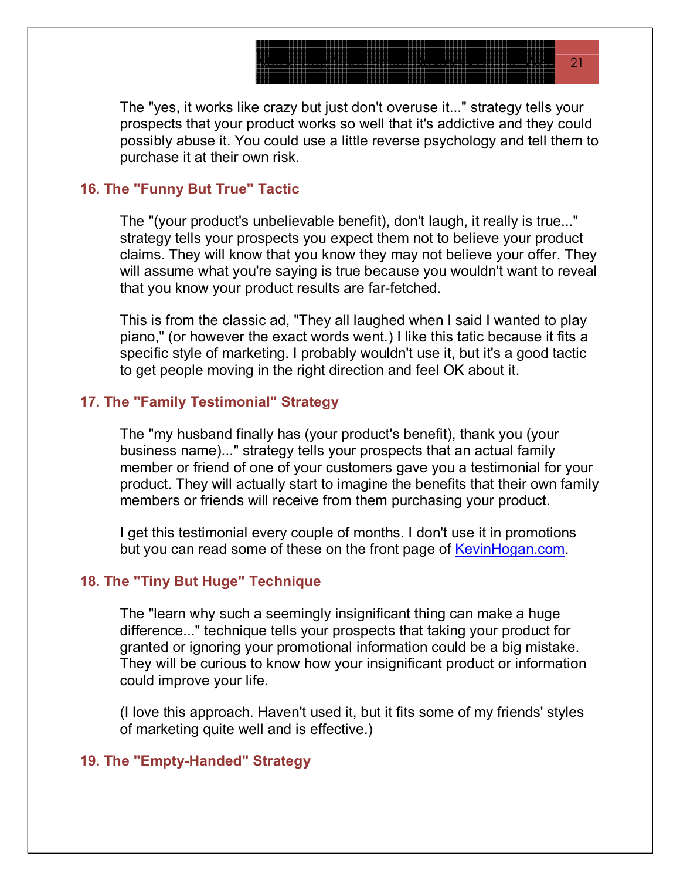The "yes, it works like crazy but just don't overuse it..." strategy tells your prospects that your product works so well that it's addictive and they could possibly abuse it. You could use a little reverse psychology and tell them to purchase it at their own risk.

### 16. The "Funny But True" Tactic

The "(your product's unbelievable benefit), don't laugh, it really is true..." strategy tells your prospects you expect them not to believe your product claims. They will know that you know they may not believe your offer. They will assume what you're saying is true because you wouldn't want to reveal that you know your product results are far-fetched.

This is from the classic ad, "They all laughed when I said I wanted to play piano," (or however the exact words went.) I like this tatic because it fits a specific style of marketing. I probably wouldn't use it, but it's a good tactic to get people moving in the right direction and feel OK about it.

### 17. The "Family Testimonial" Strategy

The "my husband finally has (your product's benefit), thank you (your business name)..." strategy tells your prospects that an actual family member or friend of one of your customers gave you a testimonial for your product. They will actually start to imagine the benefits that their own family members or friends will receive from them purchasing your product.

I get this testimonial every couple of months. I don't use it in promotions but you can read some of these on the front page of [KevinHogan.com](http://KevinHogan.com).

### 18. The "Tiny But Huge" Technique

The "learn why such a seemingly insignificant thing can make a huge difference..." technique tells your prospects that taking your product for granted or ignoring your promotional information could be a big mistake. They will be curious to know how your insignificant product or information could improve your life.

(I love this approach. Haven't used it, but it fits some of my friends' styles of marketing quite well and is effective.)

### 19. The "Empty-Handed" Strategy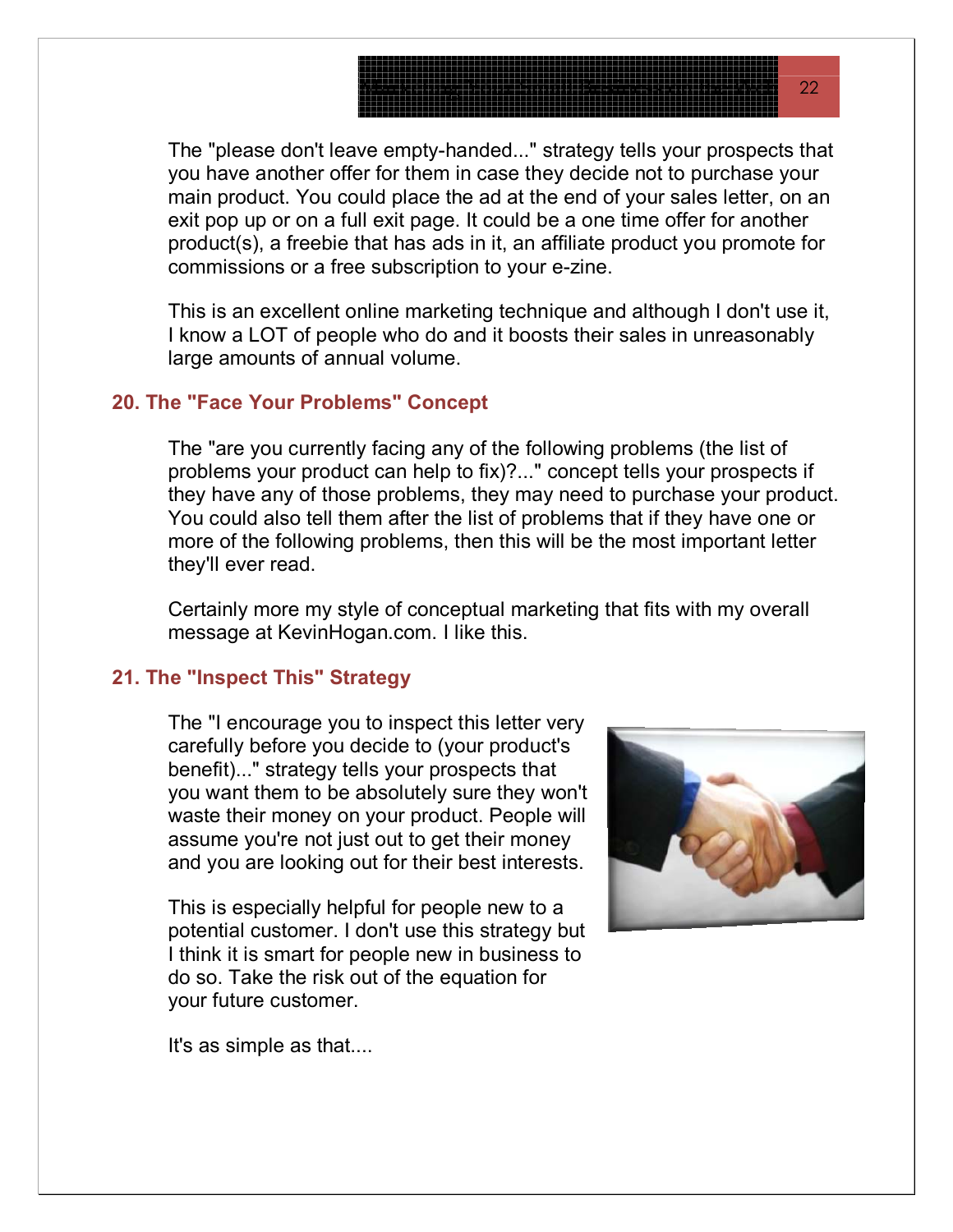The "please don't leave empty-handed..." strategy tells your prospects that you have another offer for them in case they decide not to purchase your main product. You could place the ad at the end of your sales letter, on an exit pop up or on a full exit page. It could be a one time offer for another product(s), a freebie that has ads in it, an affiliate product you promote for commissions or a free subscription to your e-zine.

This is an excellent online marketing technique and although I don't use it, I know a LOT of people who do and it boosts their sales in unreasonably large amounts of annual volume.

### 20. The "Face Your Problems" Concept

The "are you currently facing any of the following problems (the list of problems your product can help to fix)?..." concept tells your prospects if they have any of those problems, they may need to purchase your product. You could also tell them after the list of problems that if they have one or more of the following problems, then this will be the most important letter they'll ever read.

Certainly more my style of conceptual marketing that fits with my overall message at KevinHogan.com. I like this.

### 21. The "Inspect This" Strategy

The "I encourage you to inspect this letter very carefully before you decide to (your product's benefit)..." strategy tells your prospects that you want them to be absolutely sure they won't waste their money on your product. People will assume you're not just out to get their money and you are looking out for their best interests.

This is especially helpful for people new to a potential customer. I don't use this strategy but I think it is smart for people new in business to do so. Take the risk out of the equation for your future customer.

It's as simple as that....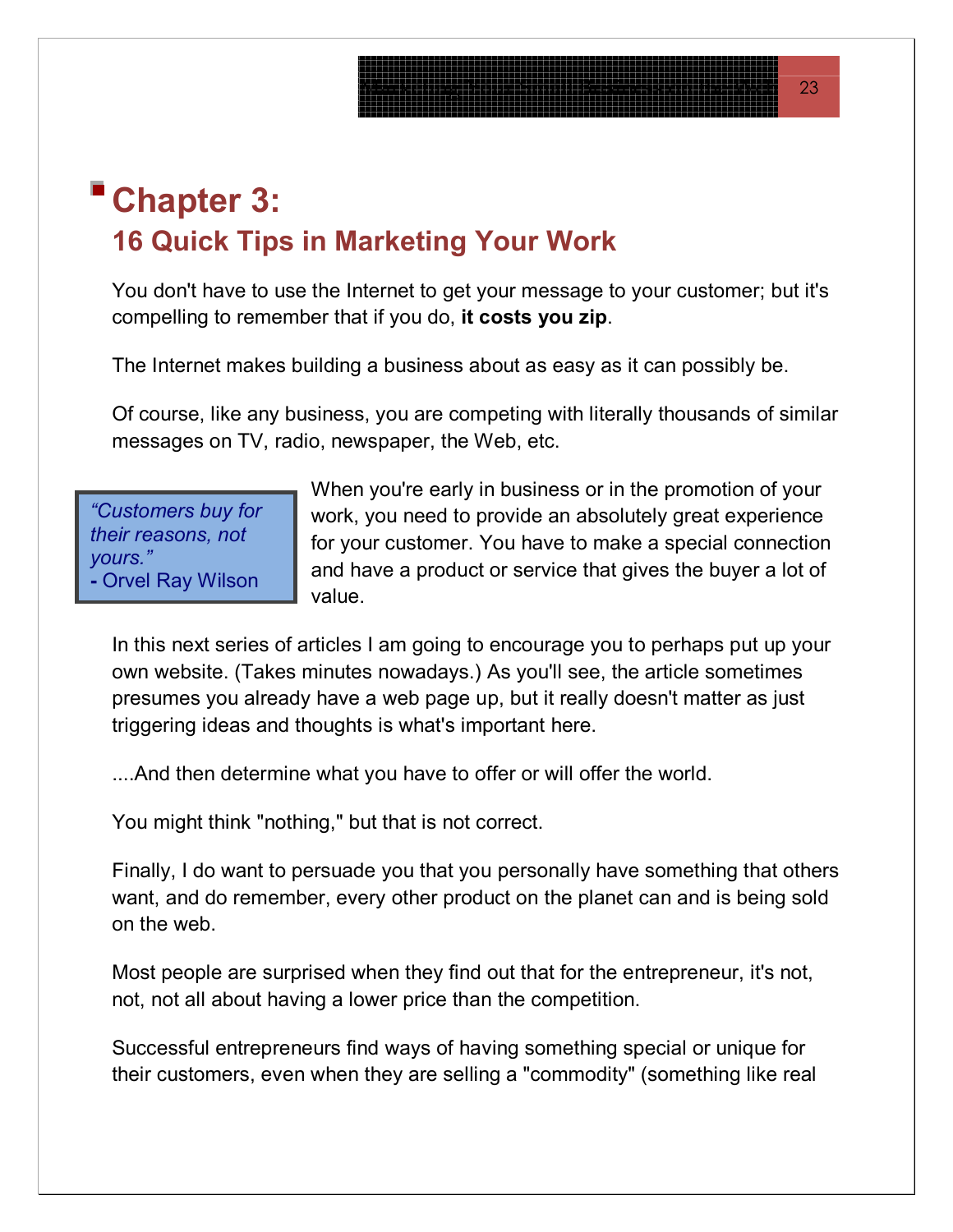# Chapter 3:
## 16 Quick Tips in Marketing Your Work

You don't have to use the Internet to get your message to your customer; but it's compelling to remember that if you do, **it costs you zip**.

The Internet makes building a business about as easy as it can possibly be.

Of course, like any business, you are competing with literally thousands of similar messages on TV, radio, newspaper, the Web, etc.

> *"Customers buy for their reasons, not yours."*
> **-** Orvel Ray Wilson

When you're early in business or in the promotion of your work, you need to provide an absolutely great experience for your customer. You have to make a special connection and have a product or service that gives the buyer a lot of value.

In this next series of articles I am going to encourage you to perhaps put up your own website. (Takes minutes nowadays.) As you'll see, the article sometimes presumes you already have a web page up, but it really doesn't matter as just triggering ideas and thoughts is what's important here.

....And then determine what you have to offer or will offer the world.

You might think "nothing," but that is not correct.

Finally, I do want to persuade you that you personally have something that others want, and do remember, every other product on the planet can and is being sold on the web.

Most people are surprised when they find out that for the entrepreneur, it's not, not, not all about having a lower price than the competition.

Successful entrepreneurs find ways of having something special or unique for their customers, even when they are selling a "commodity" (something like real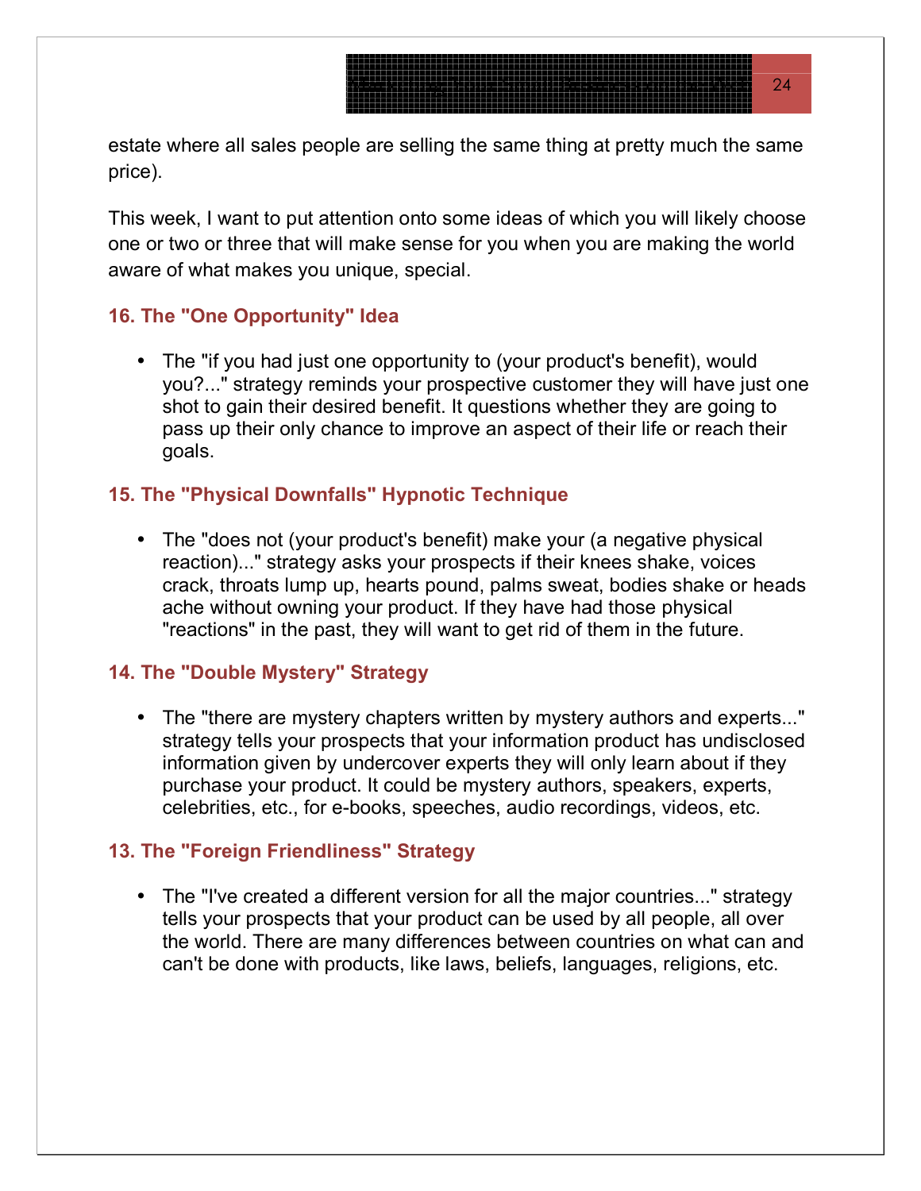estate where all sales people are selling the same thing at pretty much the same price).

This week, I want to put attention onto some ideas of which you will likely choose one or two or three that will make sense for you when you are making the world aware of what makes you unique, special.

### 16. The "One Opportunity" Idea

- The "if you had just one opportunity to (your product's benefit), would you?..." strategy reminds your prospective customer they will have just one shot to gain their desired benefit. It questions whether they are going to pass up their only chance to improve an aspect of their life or reach their goals.

### 15. The "Physical Downfalls" Hypnotic Technique

- The "does not (your product's benefit) make your (a negative physical reaction)..." strategy asks your prospects if their knees shake, voices crack, throats lump up, hearts pound, palms sweat, bodies shake or heads ache without owning your product. If they have had those physical "reactions" in the past, they will want to get rid of them in the future.

### 14. The "Double Mystery" Strategy

- The "there are mystery chapters written by mystery authors and experts..." strategy tells your prospects that your information product has undisclosed information given by undercover experts they will only learn about if they purchase your product. It could be mystery authors, speakers, experts, celebrities, etc., for e-books, speeches, audio recordings, videos, etc.

### 13. The "Foreign Friendliness" Strategy

- The "I've created a different version for all the major countries..." strategy tells your prospects that your product can be used by all people, all over the world. There are many differences between countries on what can and can't be done with products, like laws, beliefs, languages, religions, etc.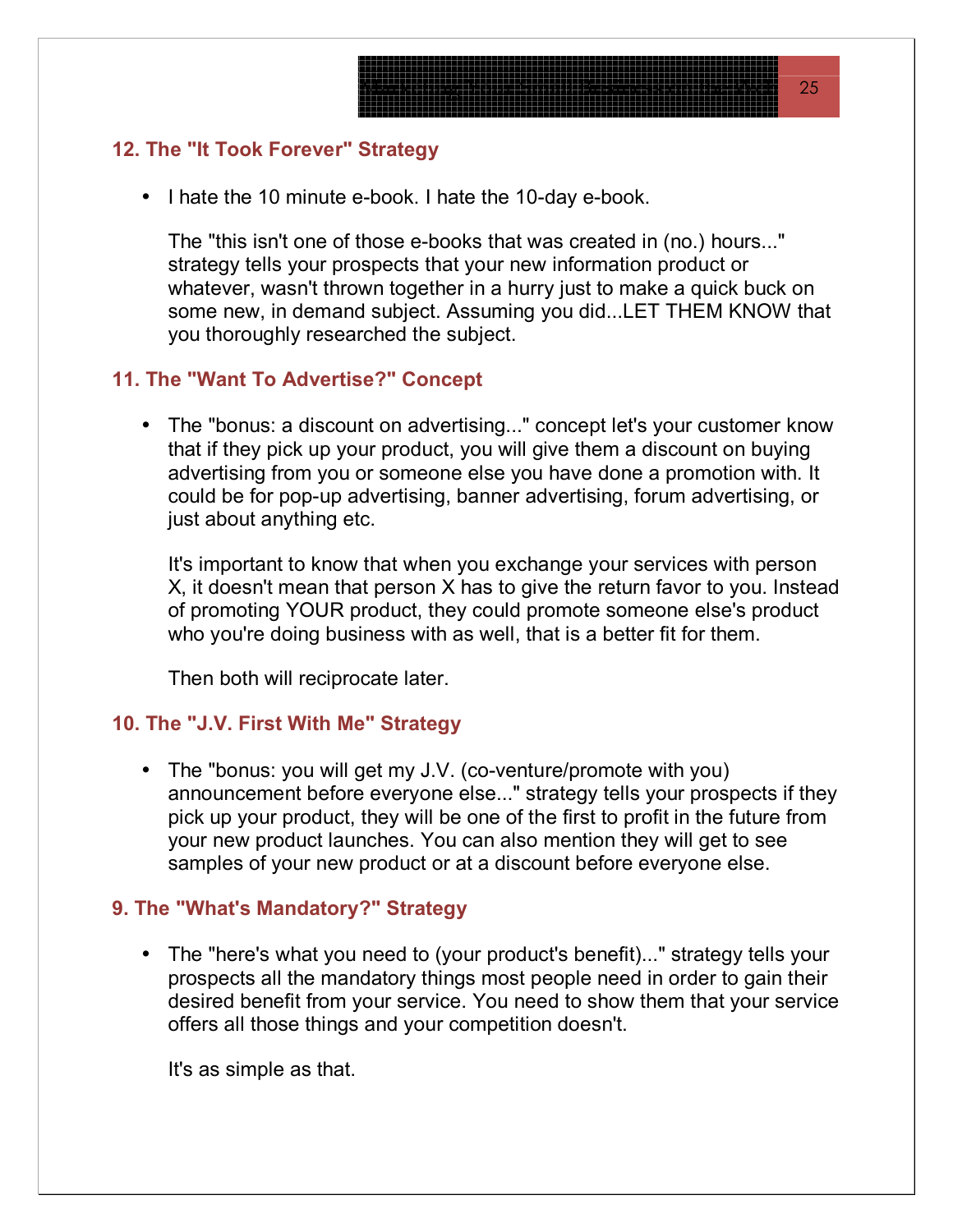### 12. The "It Took Forever" Strategy

- I hate the 10 minute e-book. I hate the 10-day e-book.

  The "this isn't one of those e-books that was created in (no.) hours..." strategy tells your prospects that your new information product or whatever, wasn't thrown together in a hurry just to make a quick buck on some new, in demand subject. Assuming you did...LET THEM KNOW that you thoroughly researched the subject.

### 11. The "Want To Advertise?" Concept

- The "bonus: a discount on advertising..." concept let's your customer know that if they pick up your product, you will give them a discount on buying advertising from you or someone else you have done a promotion with. It could be for pop-up advertising, banner advertising, forum advertising, or just about anything etc.

  It's important to know that when you exchange your services with person X, it doesn't mean that person X has to give the return favor to you. Instead of promoting YOUR product, they could promote someone else's product who you're doing business with as well, that is a better fit for them.

  Then both will reciprocate later.

### 10. The "J.V. First With Me" Strategy

- The "bonus: you will get my J.V. (co-venture/promote with you) announcement before everyone else..." strategy tells your prospects if they pick up your product, they will be one of the first to profit in the future from your new product launches. You can also mention they will get to see samples of your new product or at a discount before everyone else.

### 9. The "What's Mandatory?" Strategy

- The "here's what you need to (your product's benefit)..." strategy tells your prospects all the mandatory things most people need in order to gain their desired benefit from your service. You need to show them that your service offers all those things and your competition doesn't.

  It's as simple as that.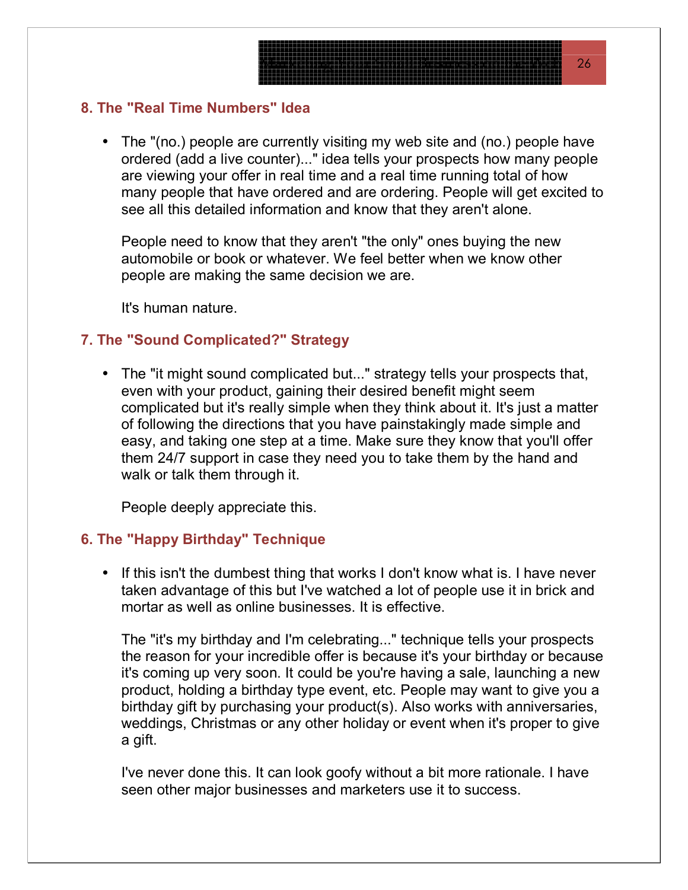### 8. The "Real Time Numbers" Idea

- The "(no.) people are currently visiting my web site and (no.) people have ordered (add a live counter)..." idea tells your prospects how many people are viewing your offer in real time and a real time running total of how many people that have ordered and are ordering. People will get excited to see all this detailed information and know that they aren't alone.

  People need to know that they aren't "the only" ones buying the new automobile or book or whatever. We feel better when we know other people are making the same decision we are.

  It's human nature.

### 7. The "Sound Complicated?" Strategy

- The "it might sound complicated but..." strategy tells your prospects that, even with your product, gaining their desired benefit might seem complicated but it's really simple when they think about it. It's just a matter of following the directions that you have painstakingly made simple and easy, and taking one step at a time. Make sure they know that you'll offer them 24/7 support in case they need you to take them by the hand and walk or talk them through it.

  People deeply appreciate this.

### 6. The "Happy Birthday" Technique

- If this isn't the dumbest thing that works I don't know what is. I have never taken advantage of this but I've watched a lot of people use it in brick and mortar as well as online businesses. It is effective.

  The "it's my birthday and I'm celebrating..." technique tells your prospects the reason for your incredible offer is because it's your birthday or because it's coming up very soon. It could be you're having a sale, launching a new product, holding a birthday type event, etc. People may want to give you a birthday gift by purchasing your product(s). Also works with anniversaries, weddings, Christmas or any other holiday or event when it's proper to give a gift.

  I've never done this. It can look goofy without a bit more rationale. I have seen other major businesses and marketers use it to success.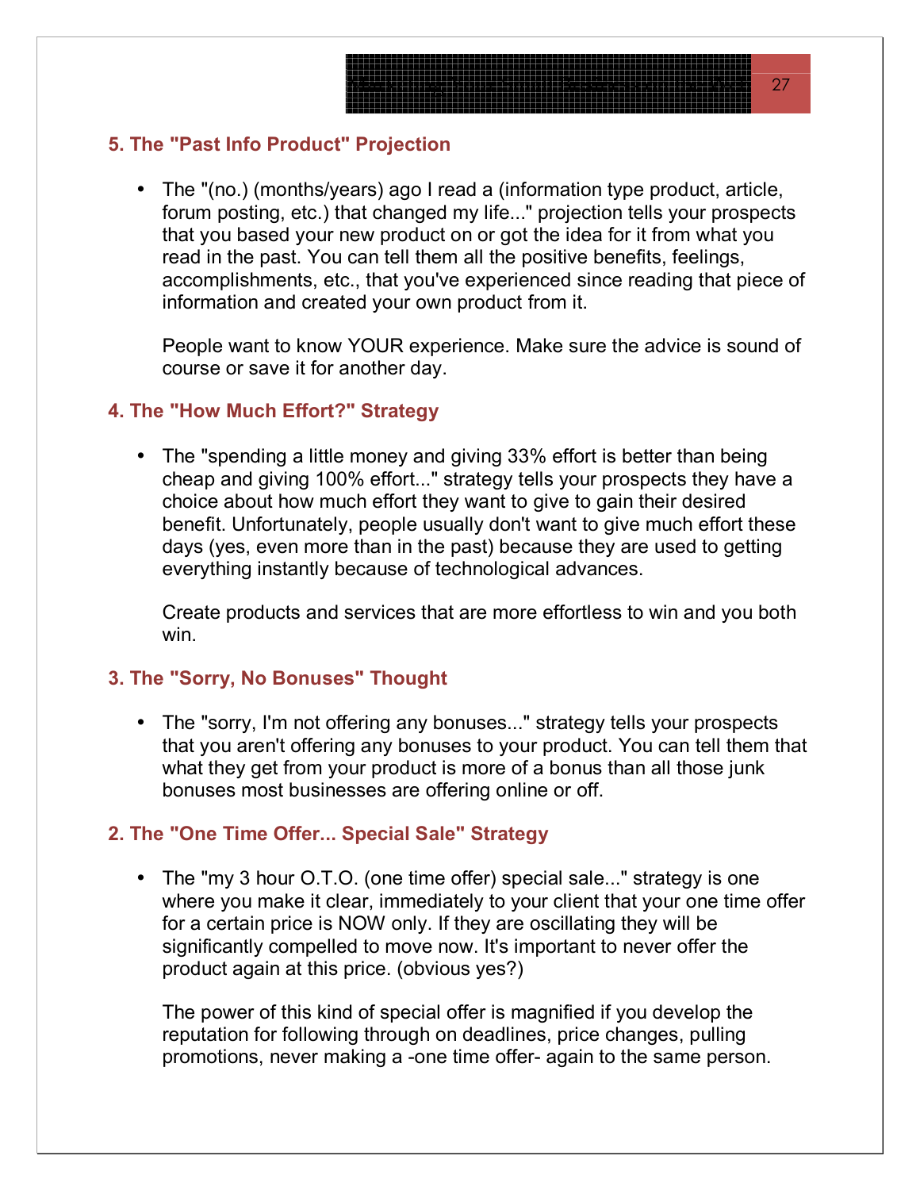### 5. The "Past Info Product" Projection

- The "(no.) (months/years) ago I read a (information type product, article, forum posting, etc.) that changed my life..." projection tells your prospects that you based your new product on or got the idea for it from what you read in the past. You can tell them all the positive benefits, feelings, accomplishments, etc., that you've experienced since reading that piece of information and created your own product from it.

  People want to know YOUR experience. Make sure the advice is sound of course or save it for another day.

### 4. The "How Much Effort?" Strategy

- The "spending a little money and giving 33% effort is better than being cheap and giving 100% effort..." strategy tells your prospects they have a choice about how much effort they want to give to gain their desired benefit. Unfortunately, people usually don't want to give much effort these days (yes, even more than in the past) because they are used to getting everything instantly because of technological advances.

  Create products and services that are more effortless to win and you both win.

### 3. The "Sorry, No Bonuses" Thought

- The "sorry, I'm not offering any bonuses..." strategy tells your prospects that you aren't offering any bonuses to your product. You can tell them that what they get from your product is more of a bonus than all those junk bonuses most businesses are offering online or off.

### 2. The "One Time Offer... Special Sale" Strategy

- The "my 3 hour O.T.O. (one time offer) special sale..." strategy is one where you make it clear, immediately to your client that your one time offer for a certain price is NOW only. If they are oscillating they will be significantly compelled to move now. It's important to never offer the product again at this price. (obvious yes?)

  The power of this kind of special offer is magnified if you develop the reputation for following through on deadlines, price changes, pulling promotions, never making a -one time offer- again to the same person.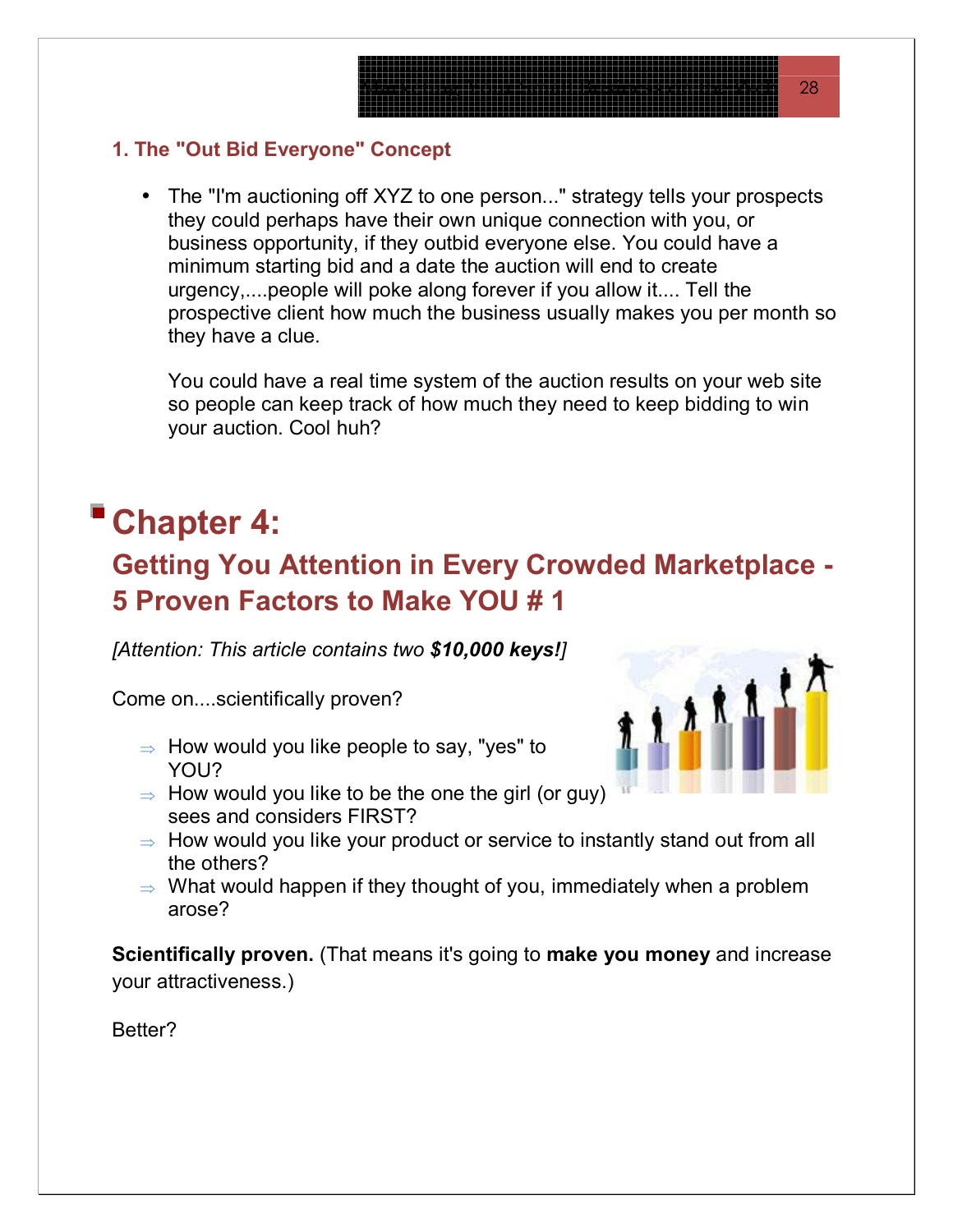### 1. The "Out Bid Everyone" Concept

- The "I'm auctioning off XYZ to one person..." strategy tells your prospects they could perhaps have their own unique connection with you, or business opportunity, if they outbid everyone else. You could have a minimum starting bid and a date the auction will end to create urgency,....people will poke along forever if you allow it.... Tell the prospective client how much the business usually makes you per month so they have a clue.

  You could have a real time system of the auction results on your web site so people can keep track of how much they need to keep bidding to win your auction. Cool huh?

# Chapter 4:

## Getting You Attention in Every Crowded Marketplace - 5 Proven Factors to Make YOU # 1

*[Attention: This article contains two **$10,000 keys!**]*

Come on....scientifically proven?

- ⇒ How would you like people to say, "yes" to YOU?
- ⇒ How would you like to be the one the girl (or guy) sees and considers FIRST?
- ⇒ How would you like your product or service to instantly stand out from all the others?
- ⇒ What would happen if they thought of you, immediately when a problem arose?

**Scientifically proven.** (That means it's going to **make you money** and increase your attractiveness.)

Better?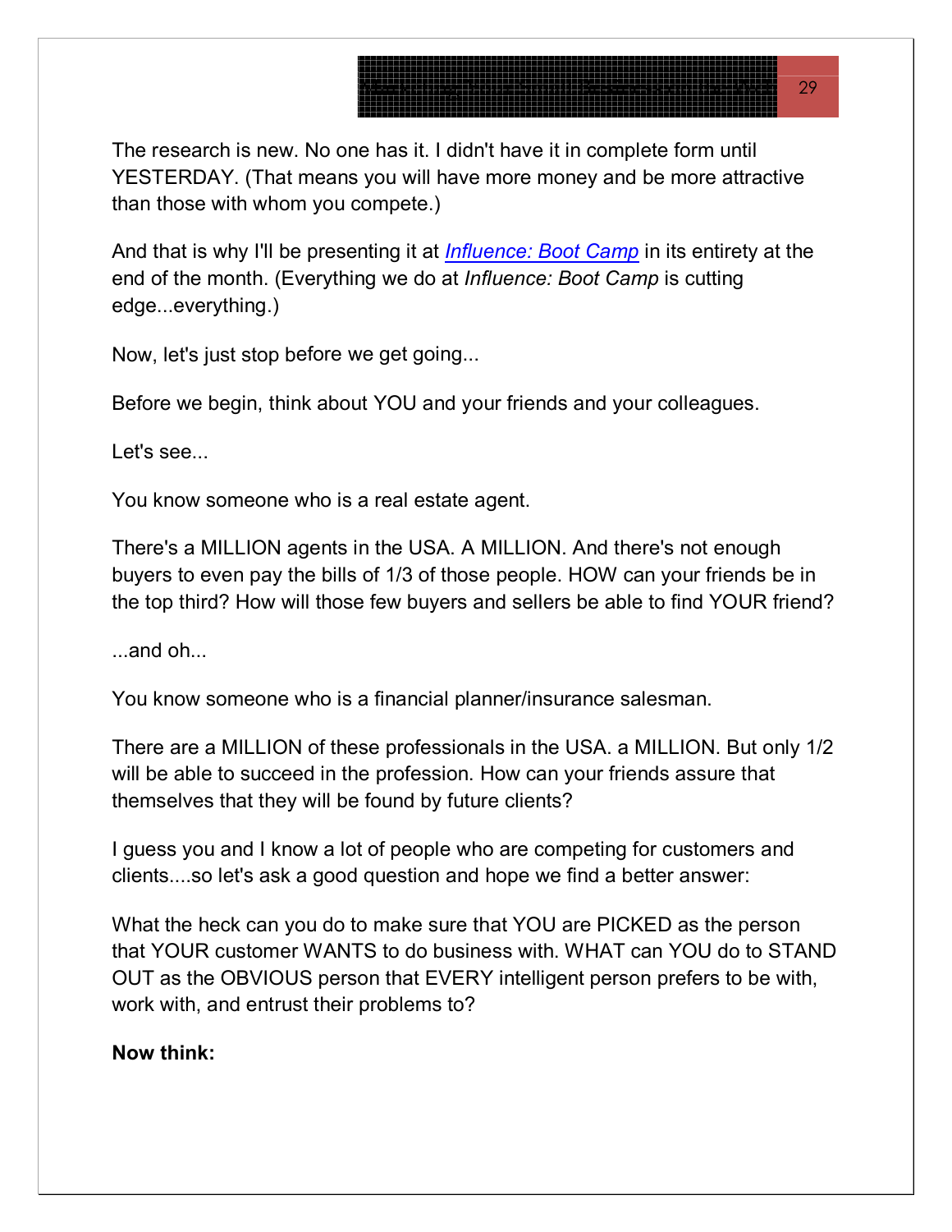The research is new. No one has it. I didn't have it in complete form until YESTERDAY. (That means you will have more money and be more attractive than those with whom you compete.)

And that is why I'll be presenting it at *Influence: Boot Camp* in its entirety at the end of the month. (Everything we do at *Influence: Boot Camp* is cutting edge...everything.)

Now, let's just stop before we get going...

Before we begin, think about YOU and your friends and your colleagues.

Let's see...

You know someone who is a real estate agent.

There's a MILLION agents in the USA. A MILLION. And there's not enough buyers to even pay the bills of 1/3 of those people. HOW can your friends be in the top third? How will those few buyers and sellers be able to find YOUR friend?

...and oh...

You know someone who is a financial planner/insurance salesman.

There are a MILLION of these professionals in the USA. a MILLION. But only 1/2 will be able to succeed in the profession. How can your friends assure that themselves that they will be found by future clients?

I guess you and I know a lot of people who are competing for customers and clients....so let's ask a good question and hope we find a better answer:

What the heck can you do to make sure that YOU are PICKED as the person that YOUR customer WANTS to do business with. WHAT can YOU do to STAND OUT as the OBVIOUS person that EVERY intelligent person prefers to be with, work with, and entrust their problems to?

**Now think:**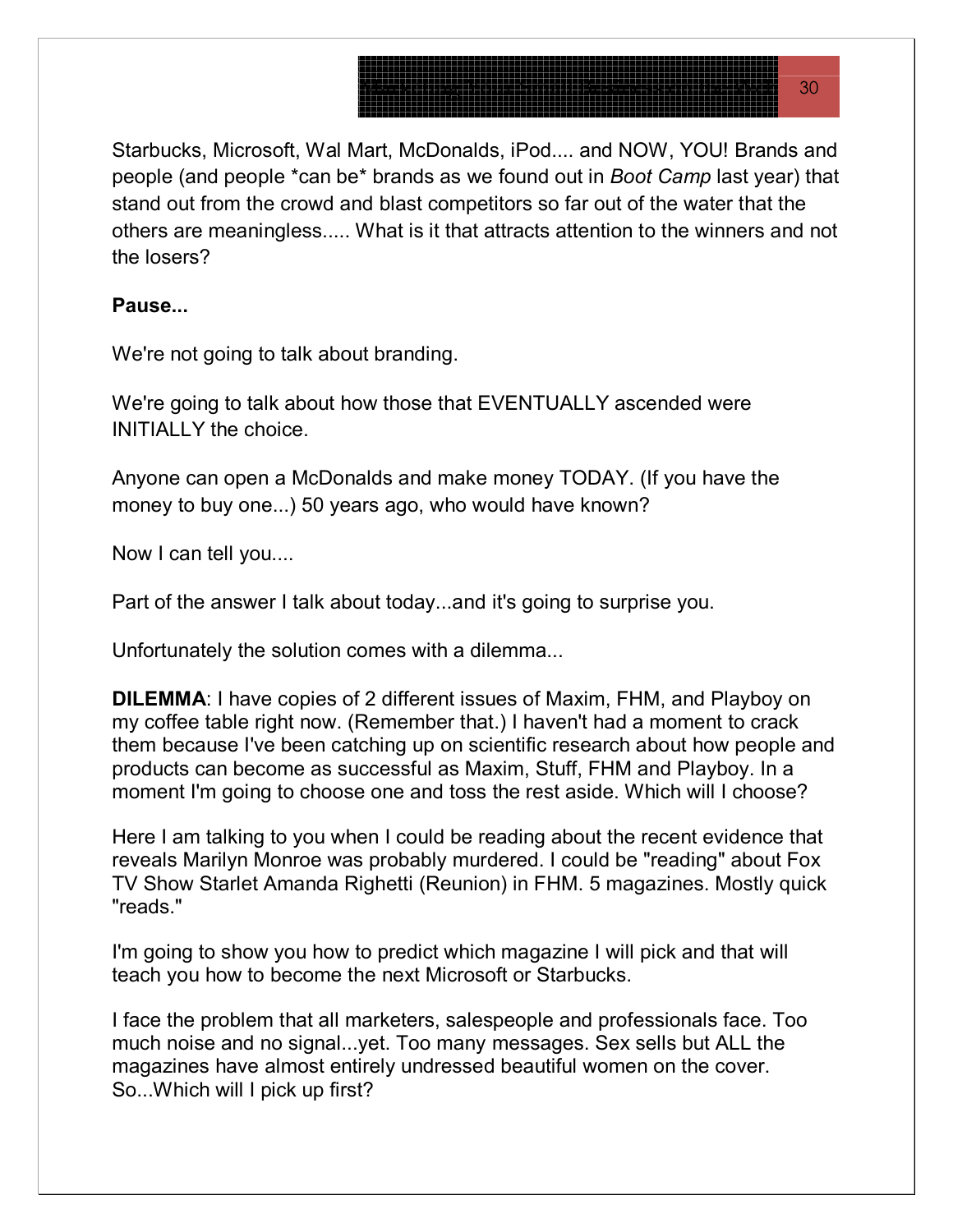Starbucks, Microsoft, Wal Mart, McDonalds, iPod.... and NOW, YOU! Brands and people (and people *can be* brands as we found out in *Boot Camp* last year) that stand out from the crowd and blast competitors so far out of the water that the others are meaningless..... What is it that attracts attention to the winners and not the losers?

**Pause...**

We're not going to talk about branding.

We're going to talk about how those that EVENTUALLY ascended were INITIALLY the choice.

Anyone can open a McDonalds and make money TODAY. (If you have the money to buy one...) 50 years ago, who would have known?

Now I can tell you....

Part of the answer I talk about today...and it's going to surprise you.

Unfortunately the solution comes with a dilemma...

**DILEMMA**: I have copies of 2 different issues of Maxim, FHM, and Playboy on my coffee table right now. (Remember that.) I haven't had a moment to crack them because I've been catching up on scientific research about how people and products can become as successful as Maxim, Stuff, FHM and Playboy. In a moment I'm going to choose one and toss the rest aside. Which will I choose?

Here I am talking to you when I could be reading about the recent evidence that reveals Marilyn Monroe was probably murdered. I could be "reading" about Fox TV Show Starlet Amanda Righetti (Reunion) in FHM. 5 magazines. Mostly quick "reads."

I'm going to show you how to predict which magazine I will pick and that will teach you how to become the next Microsoft or Starbucks.

I face the problem that all marketers, salespeople and professionals face. Too much noise and no signal...yet. Too many messages. Sex sells but ALL the magazines have almost entirely undressed beautiful women on the cover. So...Which will I pick up first?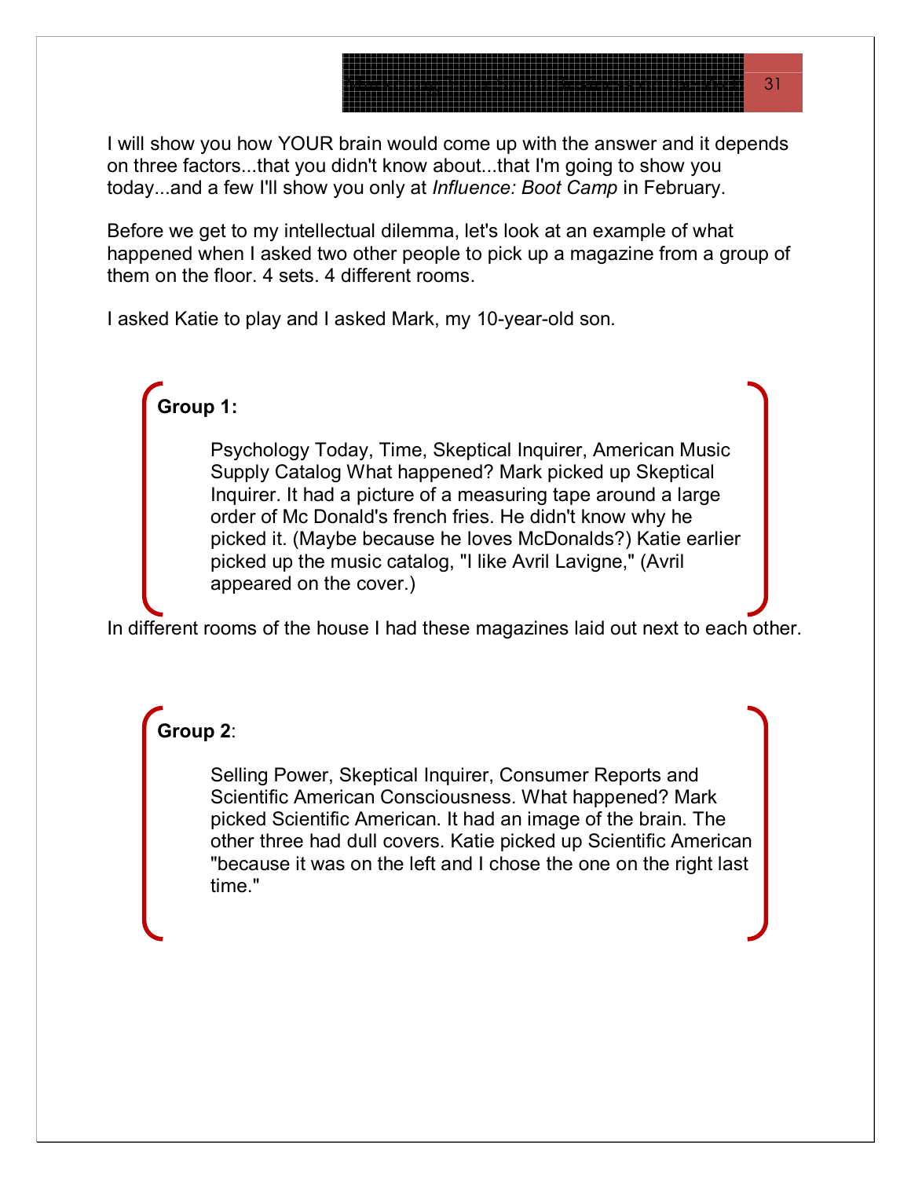I will show you how YOUR brain would come up with the answer and it depends on three factors...that you didn't know about...that I'm going to show you today...and a few I'll show you only at *Influence: Boot Camp* in February.

Before we get to my intellectual dilemma, let's look at an example of what happened when I asked two other people to pick up a magazine from a group of them on the floor. 4 sets. 4 different rooms.

I asked Katie to play and I asked Mark, my 10-year-old son.

**Group 1:**

Psychology Today, Time, Skeptical Inquirer, American Music Supply Catalog What happened? Mark picked up Skeptical Inquirer. It had a picture of a measuring tape around a large order of Mc Donald's french fries. He didn't know why he picked it. (Maybe because he loves McDonalds?) Katie earlier picked up the music catalog, "I like Avril Lavigne," (Avril appeared on the cover.)

In different rooms of the house I had these magazines laid out next to each other.

**Group 2**:

Selling Power, Skeptical Inquirer, Consumer Reports and Scientific American Consciousness. What happened? Mark picked Scientific American. It had an image of the brain. The other three had dull covers. Katie picked up Scientific American "because it was on the left and I chose the one on the right last time."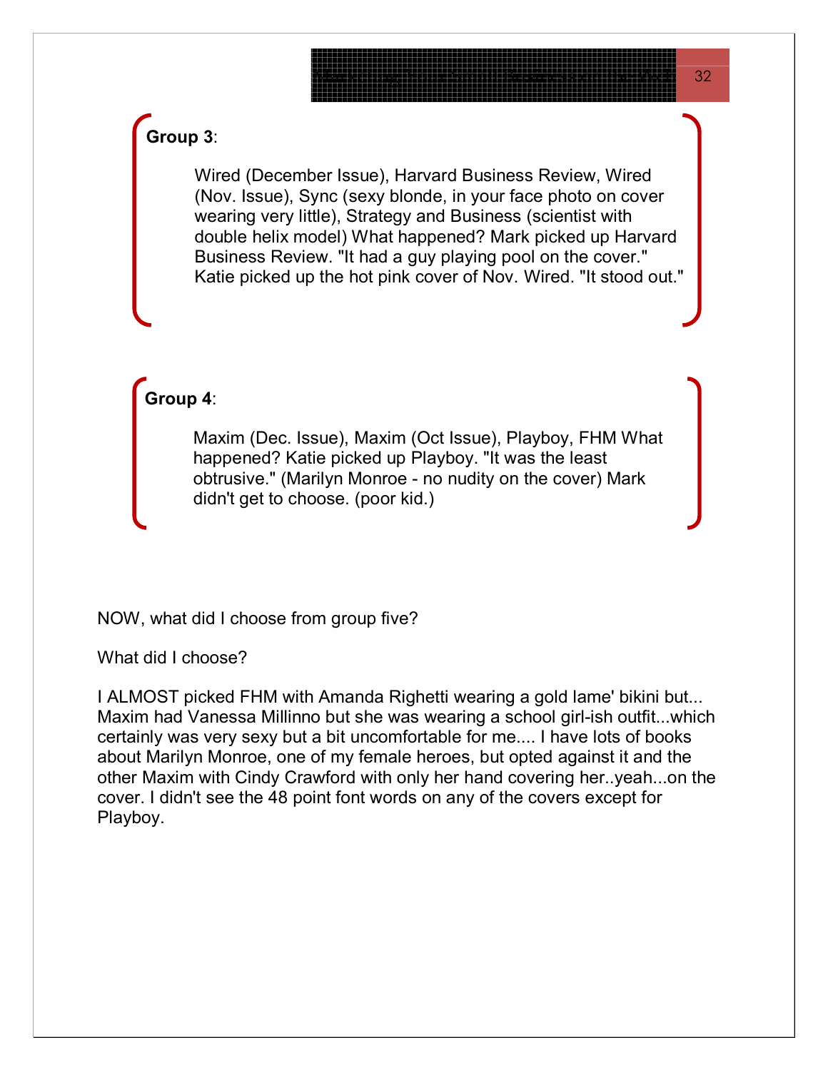**Group 3**:

Wired (December Issue), Harvard Business Review, Wired (Nov. Issue), Sync (sexy blonde, in your face photo on cover wearing very little), Strategy and Business (scientist with double helix model) What happened? Mark picked up Harvard Business Review. "It had a guy playing pool on the cover." Katie picked up the hot pink cover of Nov. Wired. "It stood out."

**Group 4**:

Maxim (Dec. Issue), Maxim (Oct Issue), Playboy, FHM What happened? Katie picked up Playboy. "It was the least obtrusive." (Marilyn Monroe - no nudity on the cover) Mark didn't get to choose. (poor kid.)

NOW, what did I choose from group five?

What did I choose?

I ALMOST picked FHM with Amanda Righetti wearing a gold lame' bikini but... Maxim had Vanessa Millinno but she was wearing a school girl-ish outfit...which certainly was very sexy but a bit uncomfortable for me.... I have lots of books about Marilyn Monroe, one of my female heroes, but opted against it and the other Maxim with Cindy Crawford with only her hand covering her..yeah...on the cover. I didn't see the 48 point font words on any of the covers except for Playboy.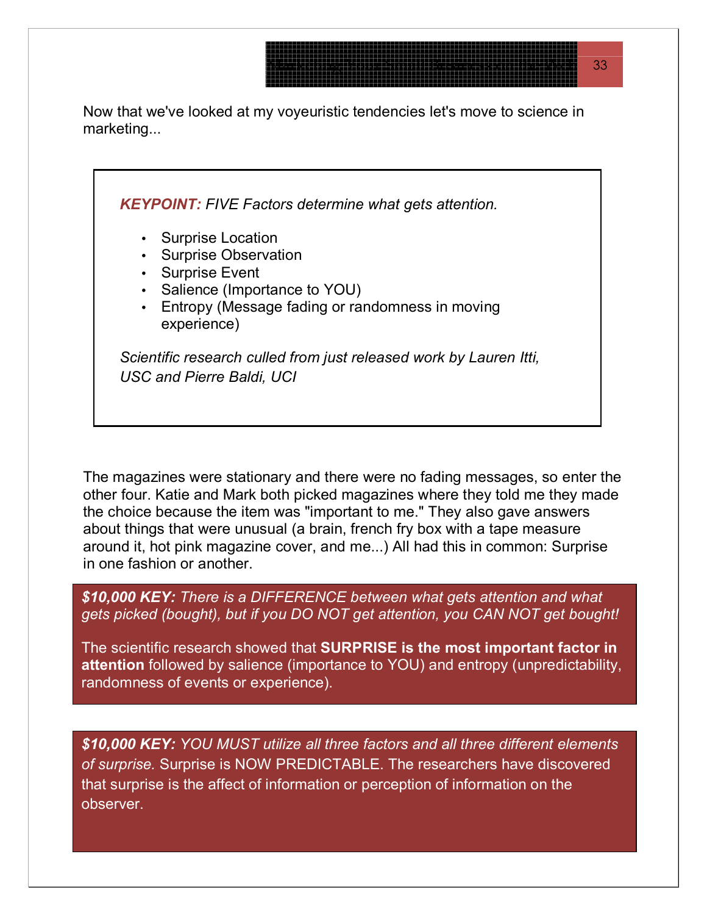Now that we've looked at my voyeuristic tendencies let's move to science in marketing...

***KEYPOINT:*** *FIVE Factors determine what gets attention.*

- Surprise Location
- Surprise Observation
- Surprise Event
- Salience (Importance to YOU)
- Entropy (Message fading or randomness in moving experience)

*Scientific research culled from just released work by Lauren Itti, USC and Pierre Baldi, UCI*

The magazines were stationary and there were no fading messages, so enter the other four. Katie and Mark both picked magazines where they told me they made the choice because the item was "important to me." They also gave answers about things that were unusual (a brain, french fry box with a tape measure around it, hot pink magazine cover, and me...) All had this in common: Surprise in one fashion or another.

***$10,000 KEY:*** *There is a DIFFERENCE between what gets attention and what gets picked (bought), but if you DO NOT get attention, you CAN NOT get bought!*

The scientific research showed that **SURPRISE is the most important factor in attention** followed by salience (importance to YOU) and entropy (unpredictability, randomness of events or experience).

***$10,000 KEY:*** *YOU MUST utilize all three factors and all three different elements of surprise.* Surprise is NOW PREDICTABLE. The researchers have discovered that surprise is the affect of information or perception of information on the observer.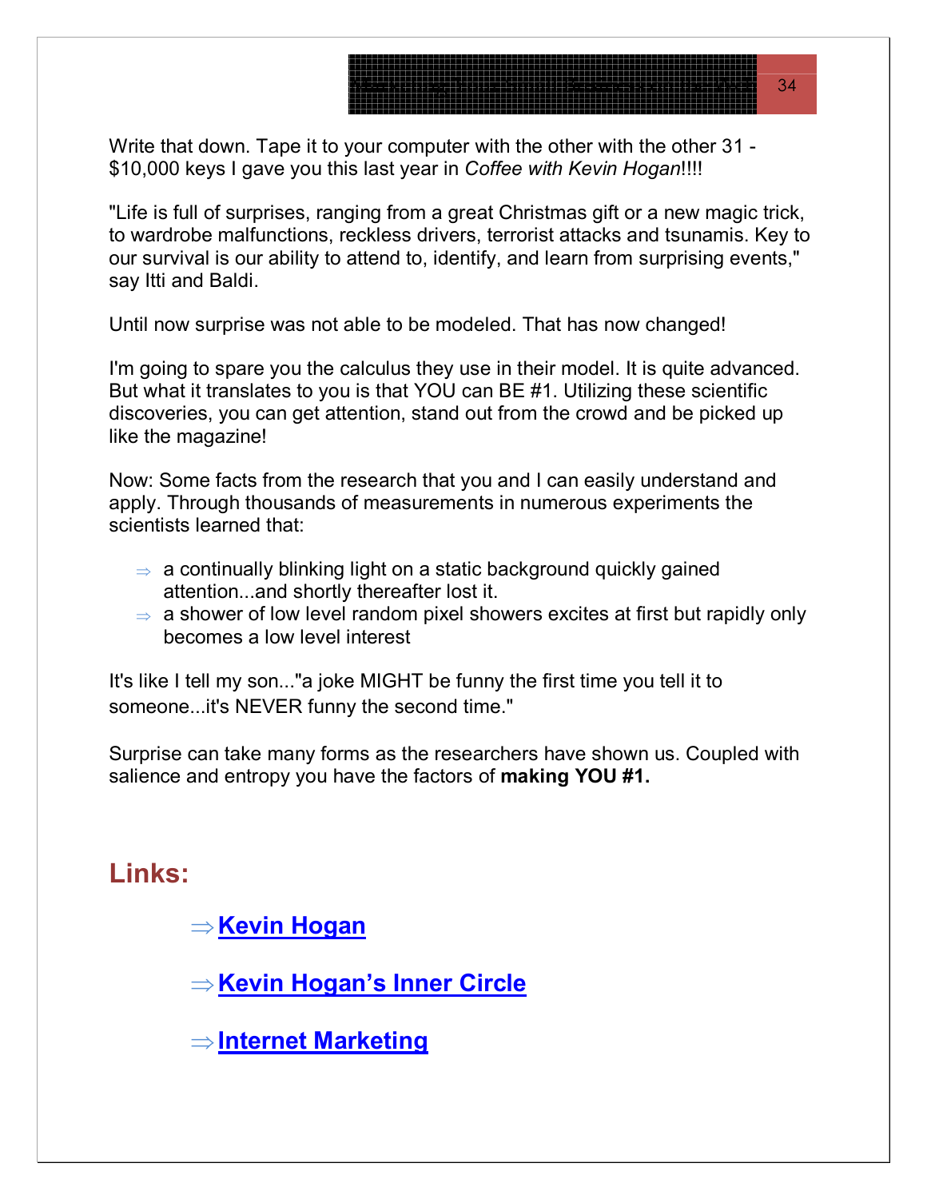Write that down. Tape it to your computer with the other with the other 31 - $10,000 keys I gave you this last year in *Coffee with Kevin Hogan*!!!!

"Life is full of surprises, ranging from a great Christmas gift or a new magic trick, to wardrobe malfunctions, reckless drivers, terrorist attacks and tsunamis. Key to our survival is our ability to attend to, identify, and learn from surprising events," say Itti and Baldi.

Until now surprise was not able to be modeled. That has now changed!

I'm going to spare you the calculus they use in their model. It is quite advanced. But what it translates to you is that YOU can BE #1. Utilizing these scientific discoveries, you can get attention, stand out from the crowd and be picked up like the magazine!

Now: Some facts from the research that you and I can easily understand and apply. Through thousands of measurements in numerous experiments the scientists learned that:

- a continually blinking light on a static background quickly gained attention...and shortly thereafter lost it.
- a shower of low level random pixel showers excites at first but rapidly only becomes a low level interest

It's like I tell my son..."a joke MIGHT be funny the first time you tell it to someone...it's NEVER funny the second time."

Surprise can take many forms as the researchers have shown us. Coupled with salience and entropy you have the factors of **making YOU #1.**

## Links:

- **Kevin Hogan**
- **Kevin Hogan's Inner Circle**
- **Internet Marketing**